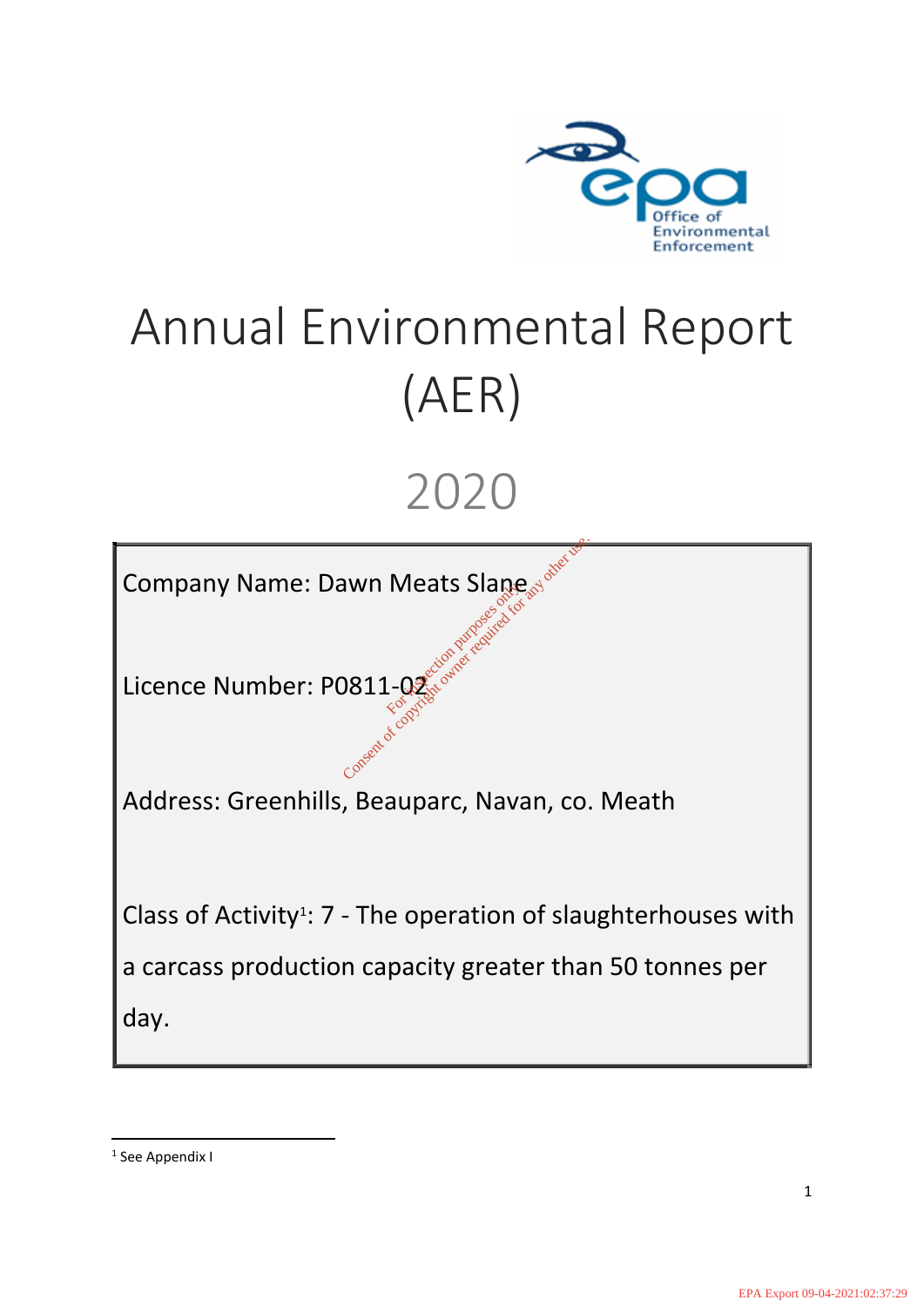# Annual Environmental Report (AER)

# 2020

Company Name: Dawn Meats Slane

Licence Number: P0811-02

Address: Greenhills, Beauparc, Navan, co. Meath

Class of Activity[1]: 7 - The operation of slaughterhouses with a carcass production capacity greater than 50 tonnes per day.

[1] See Appendix I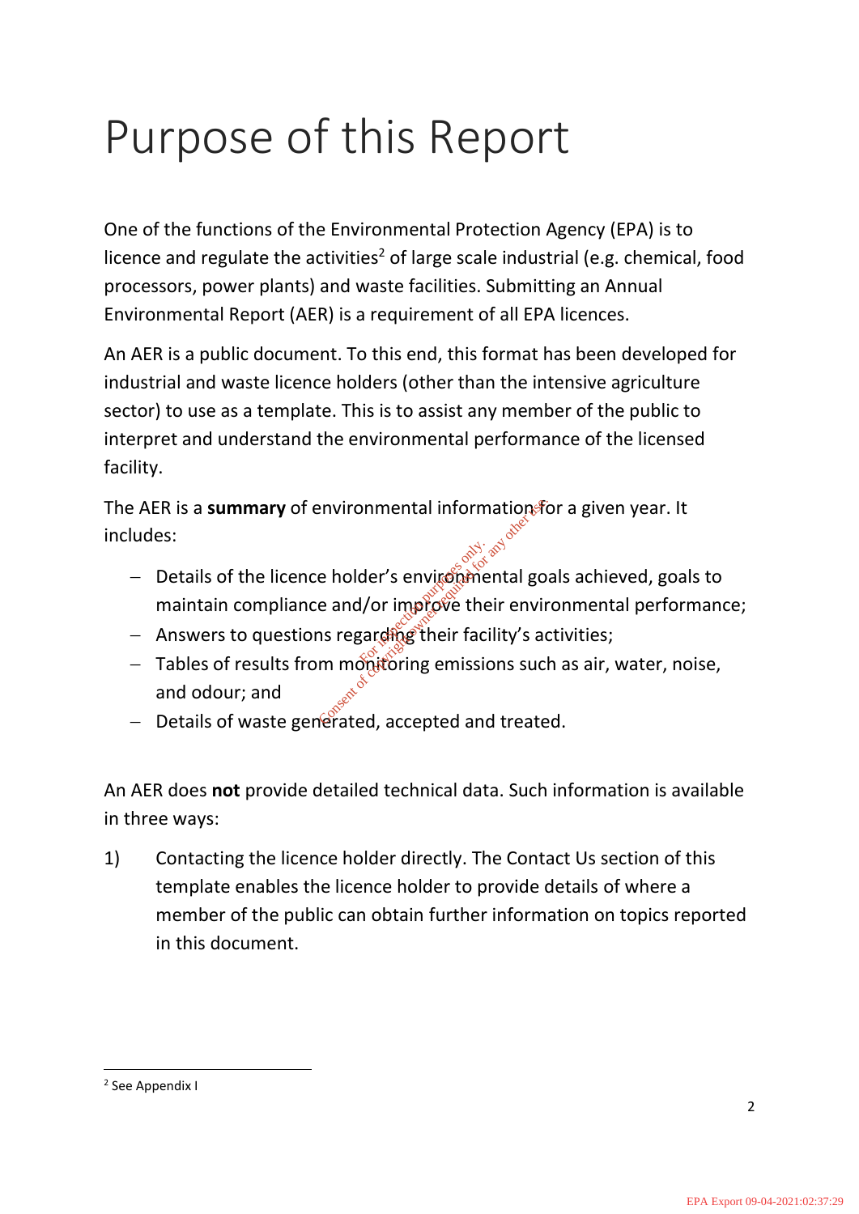# Purpose of this Report

One of the functions of the Environmental Protection Agency (EPA) is to licence and regulate the activities[2] of large scale industrial (e.g. chemical, food processors, power plants) and waste facilities. Submitting an Annual Environmental Report (AER) is a requirement of all EPA licences.

An AER is a public document. To this end, this format has been developed for industrial and waste licence holders (other than the intensive agriculture sector) to use as a template. This is to assist any member of the public to interpret and understand the environmental performance of the licensed facility.

The AER is a **summary** of environmental information for a given year. It includes:

- Details of the licence holder's environmental goals achieved, goals to maintain compliance and/or improve their environmental performance;
- Answers to questions regarding their facility's activities;
- Tables of results from monitoring emissions such as air, water, noise, and odour; and
- Details of waste generated, accepted and treated.

An AER does **not** provide detailed technical data. Such information is available in three ways:

1) Contacting the licence holder directly. The Contact Us section of this template enables the licence holder to provide details of where a member of the public can obtain further information on topics reported in this document.

[2] See Appendix I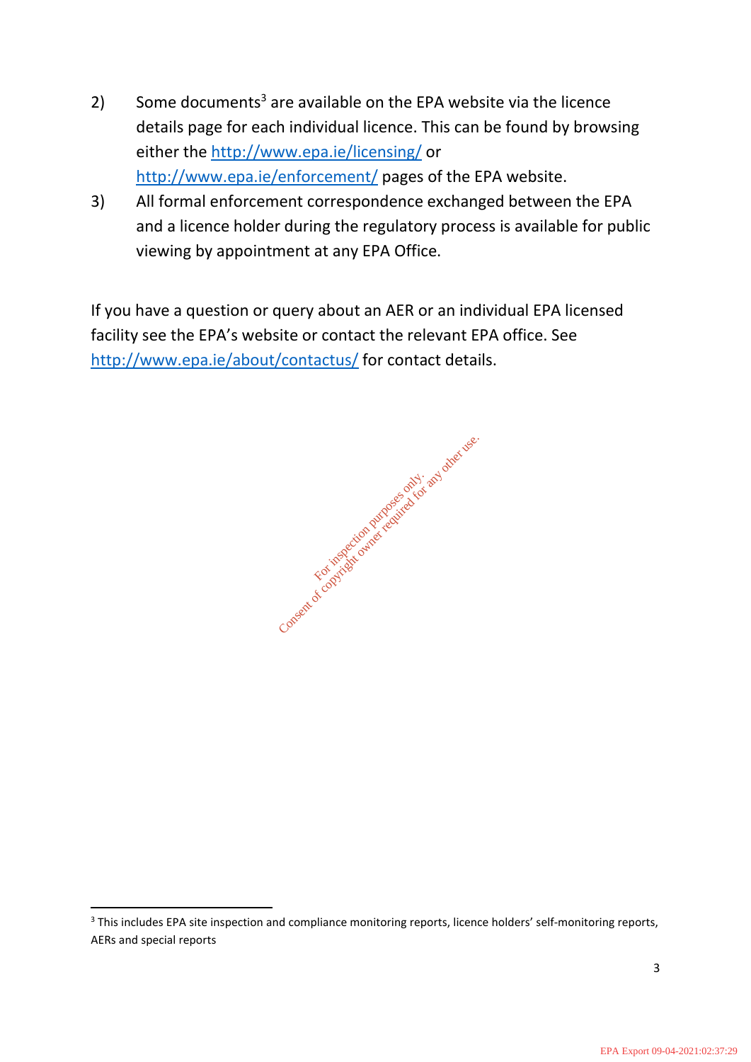2) Some documents[3] are available on the EPA website via the licence details page for each individual licence. This can be found by browsing either the http://www.epa.ie/licensing/ or http://www.epa.ie/enforcement/ pages of the EPA website.

3) All formal enforcement correspondence exchanged between the EPA and a licence holder during the regulatory process is available for public viewing by appointment at any EPA Office.

If you have a question or query about an AER or an individual EPA licensed facility see the EPA's website or contact the relevant EPA office. See http://www.epa.ie/about/contactus/ for contact details.

[3] This includes EPA site inspection and compliance monitoring reports, licence holders' self-monitoring reports, AERs and special reports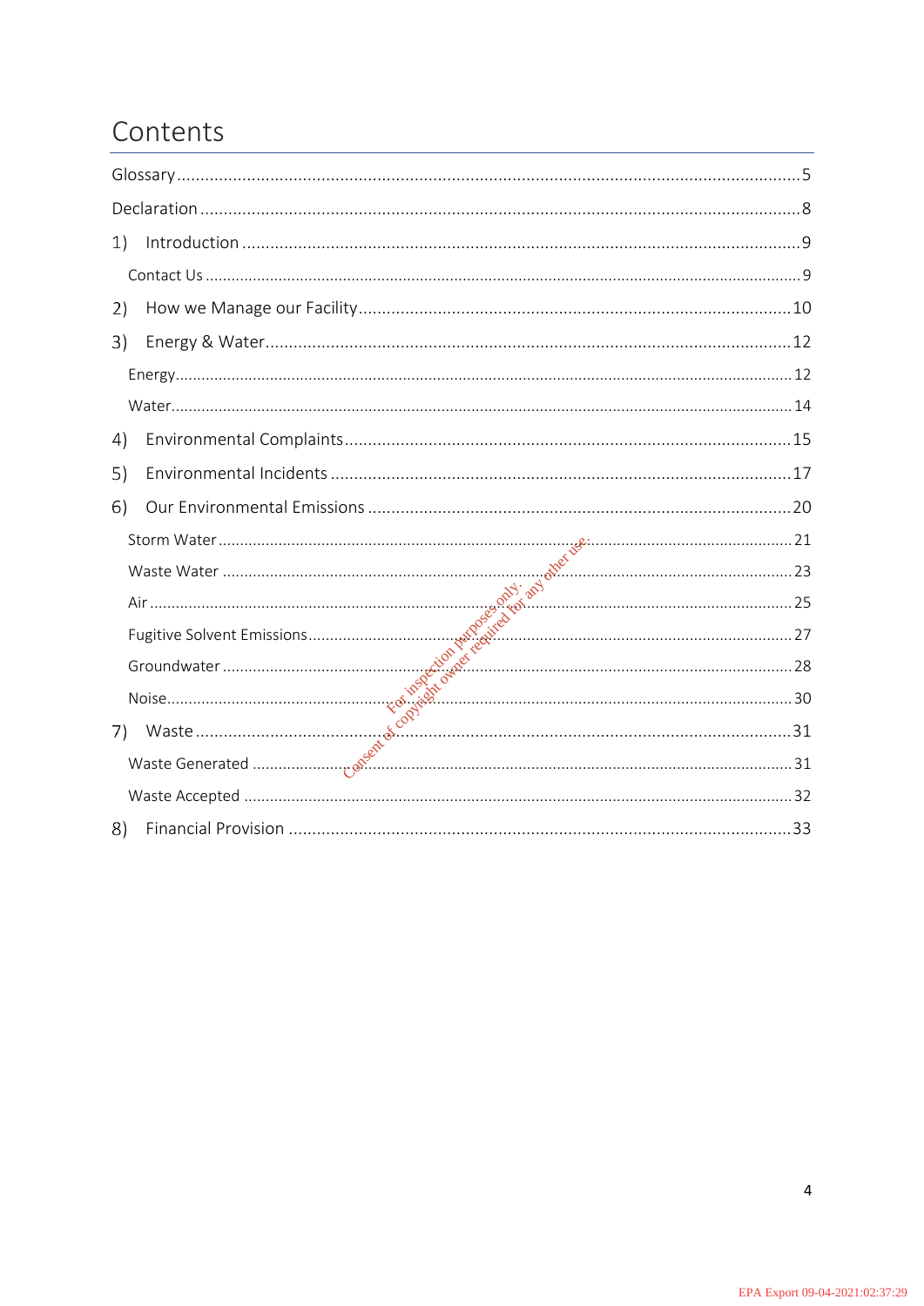# Contents

Glossary ........................................................................ 5

Declaration ..................................................................... 8

1) Introduction ................................................................. 9

  Contact Us ..................................................................... 9

2) How we Manage our Facility .............................................. 10

3) Energy & Water ............................................................ 12

  Energy ......................................................................... 12

  Water .......................................................................... 14

4) Environmental Complaints ................................................ 15

5) Environmental Incidents .................................................. 17

6) Our Environmental Emissions ............................................ 20

  Storm Water .................................................................. 21

  Waste Water .................................................................. 23

  Air ............................................................................. 25

  Fugitive Solvent Emissions ................................................. 27

  Groundwater .................................................................. 28

  Noise .......................................................................... 30

7) Waste ........................................................................ 31

  Waste Generated ............................................................. 31

  Waste Accepted ............................................................... 32

8) Financial Provision ......................................................... 33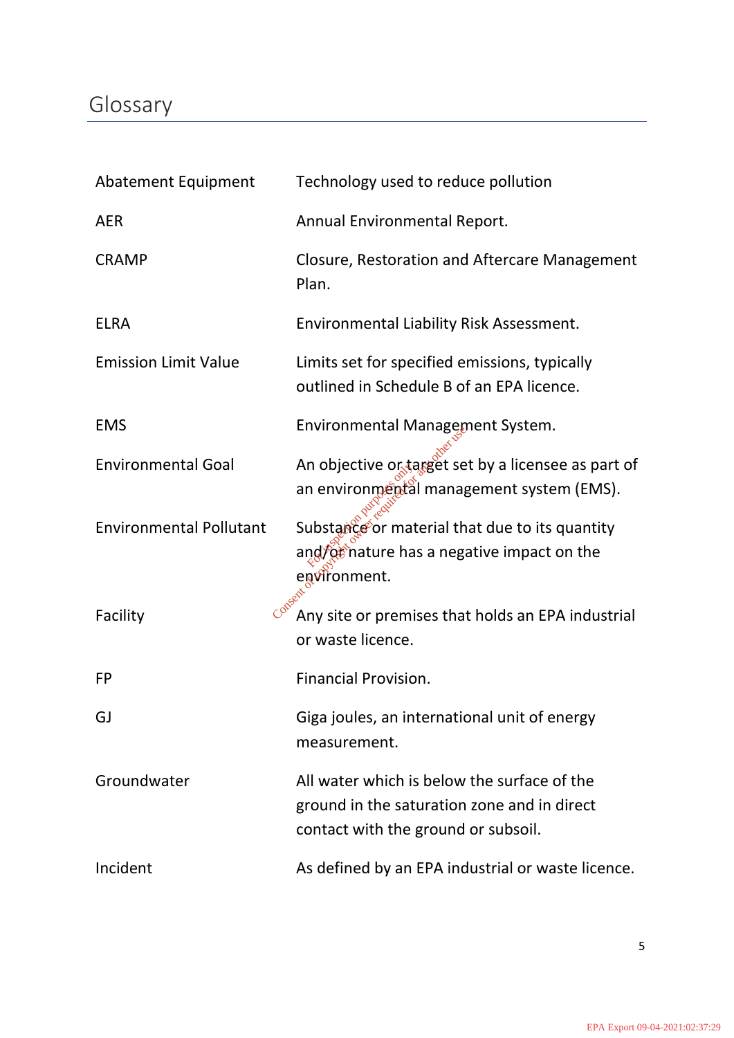# Glossary

| | |
|---|---|
| Abatement Equipment | Technology used to reduce pollution |
| AER | Annual Environmental Report. |
| CRAMP | Closure, Restoration and Aftercare Management Plan. |
| ELRA | Environmental Liability Risk Assessment. |
| Emission Limit Value | Limits set for specified emissions, typically outlined in Schedule B of an EPA licence. |
| EMS | Environmental Management System. |
| Environmental Goal | An objective or target set by a licensee as part of an environmental management system (EMS). |
| Environmental Pollutant | Substance or material that due to its quantity and/or nature has a negative impact on the environment. |
| Facility | Any site or premises that holds an EPA industrial or waste licence. |
| FP | Financial Provision. |
| GJ | Giga joules, an international unit of energy measurement. |
| Groundwater | All water which is below the surface of the ground in the saturation zone and in direct contact with the ground or subsoil. |
| Incident | As defined by an EPA industrial or waste licence. |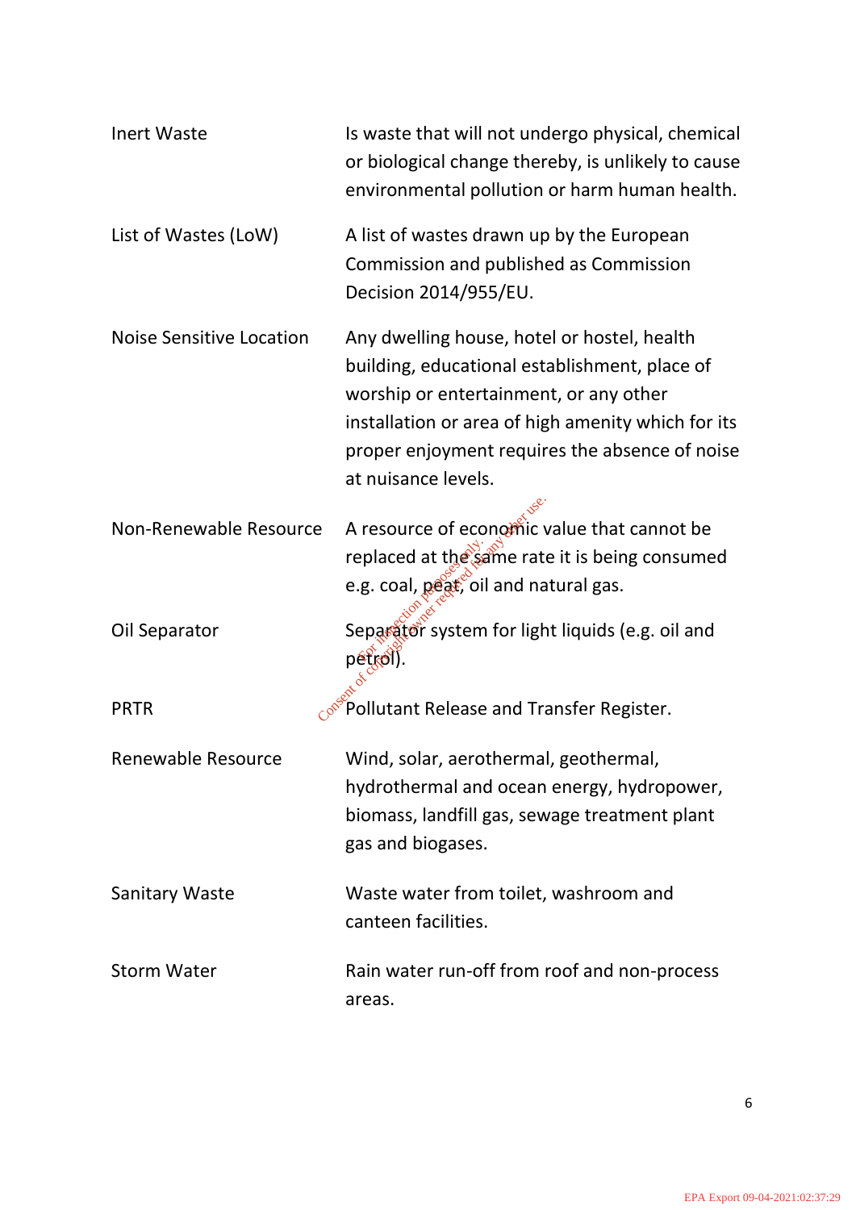| | |
|---|---|
| Inert Waste | Is waste that will not undergo physical, chemical or biological change thereby, is unlikely to cause environmental pollution or harm human health. |
| List of Wastes (LoW) | A list of wastes drawn up by the European Commission and published as Commission Decision 2014/955/EU. |
| Noise Sensitive Location | Any dwelling house, hotel or hostel, health building, educational establishment, place of worship or entertainment, or any other installation or area of high amenity which for its proper enjoyment requires the absence of noise at nuisance levels. |
| Non-Renewable Resource | A resource of economic value that cannot be replaced at the same rate it is being consumed e.g. coal, peat, oil and natural gas. |
| Oil Separator | Separator system for light liquids (e.g. oil and petrol). |
| PRTR | Pollutant Release and Transfer Register. |
| Renewable Resource | Wind, solar, aerothermal, geothermal, hydrothermal and ocean energy, hydropower, biomass, landfill gas, sewage treatment plant gas and biogases. |
| Sanitary Waste | Waste water from toilet, washroom and canteen facilities. |
| Storm Water | Rain water run-off from roof and non-process areas. |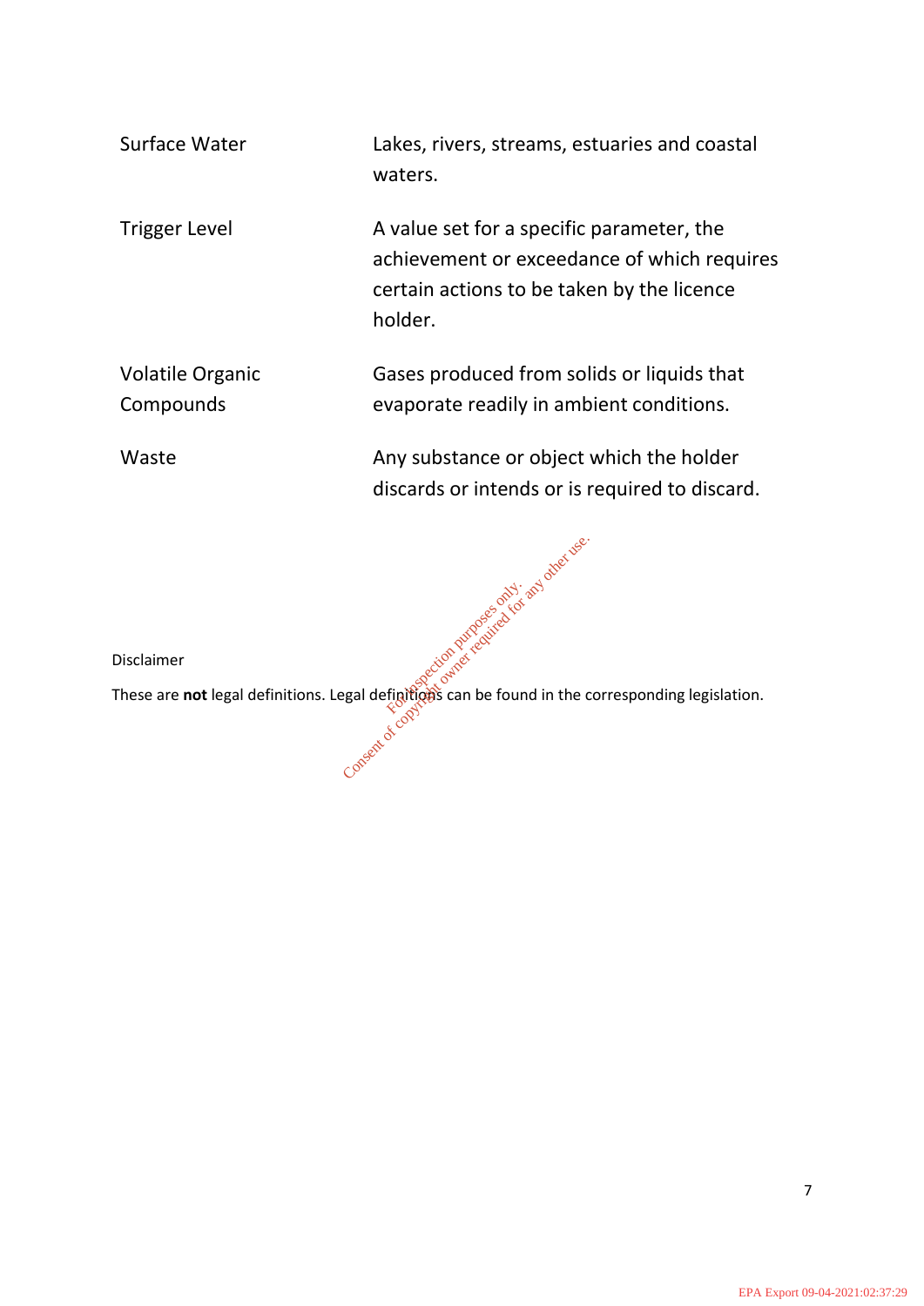| | |
|---|---|
| Surface Water | Lakes, rivers, streams, estuaries and coastal waters. |
| Trigger Level | A value set for a specific parameter, the achievement or exceedance of which requires certain actions to be taken by the licence holder. |
| Volatile Organic Compounds | Gases produced from solids or liquids that evaporate readily in ambient conditions. |
| Waste | Any substance or object which the holder discards or intends or is required to discard. |

Disclaimer

These are **not** legal definitions. Legal definitions can be found in the corresponding legislation.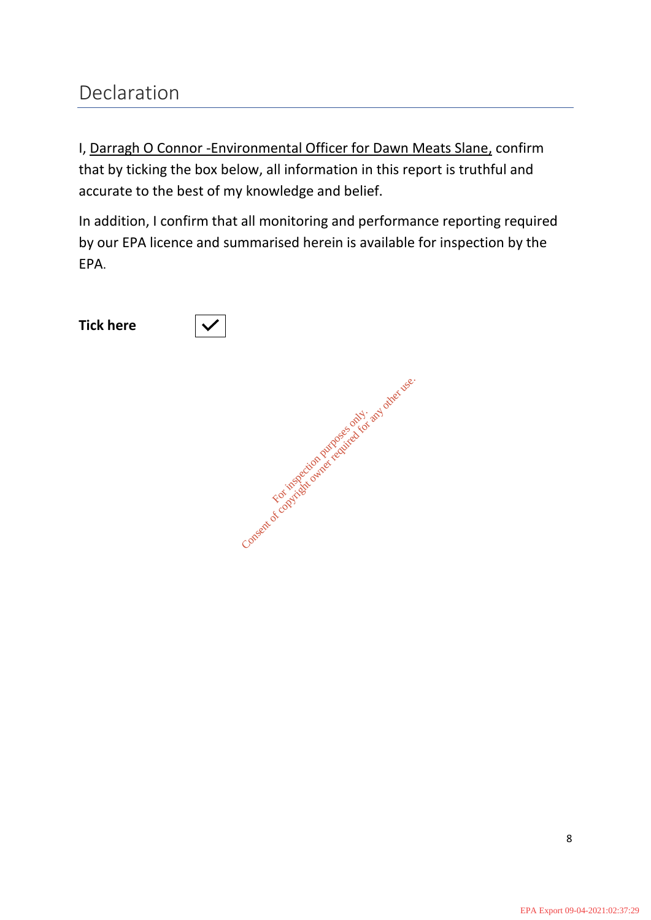# Declaration

I, <u>Darragh O Connor -Environmental Officer for Dawn Meats Slane,</u> confirm that by ticking the box below, all information in this report is truthful and accurate to the best of my knowledge and belief.

In addition, I confirm that all monitoring and performance reporting required by our EPA licence and summarised herein is available for inspection by the EPA.

**Tick here** ☑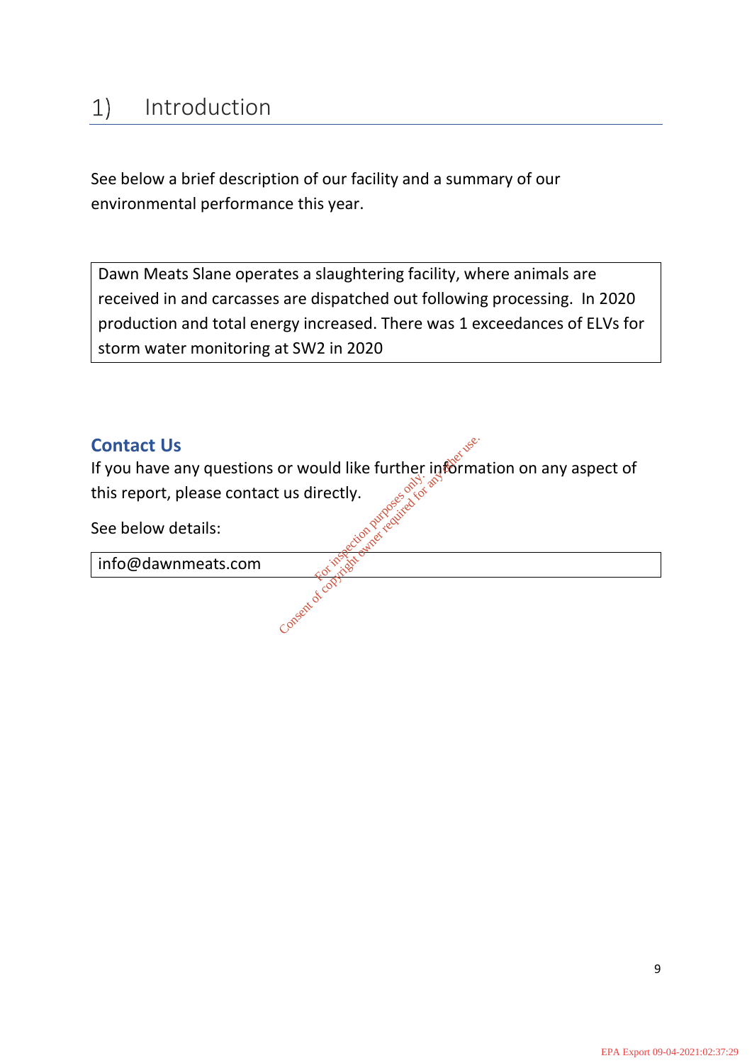# 1) Introduction

See below a brief description of our facility and a summary of our environmental performance this year.

| Dawn Meats Slane operates a slaughtering facility, where animals are received in and carcasses are dispatched out following processing. In 2020 production and total energy increased. There was 1 exceedances of ELVs for storm water monitoring at SW2 in 2020 |
|---|

## Contact Us

If you have any questions or would like further information on any aspect of this report, please contact us directly.

See below details:

| info@dawnmeats.com |
|---|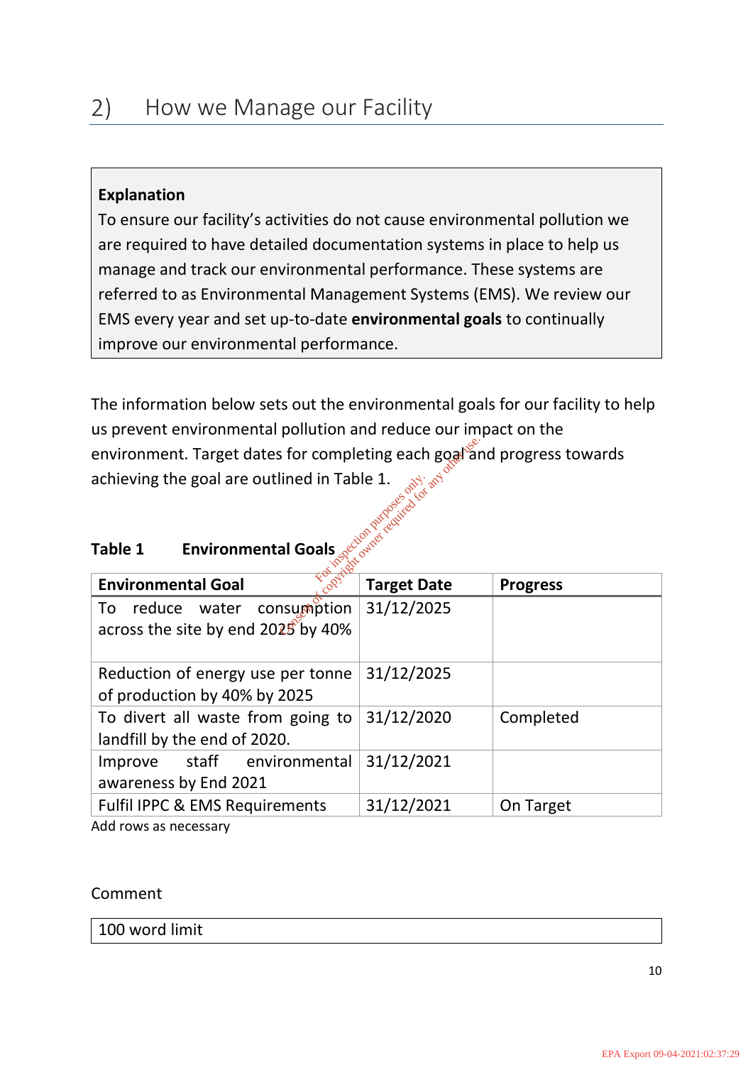## 2) How we Manage our Facility

**Explanation**
To ensure our facility's activities do not cause environmental pollution we are required to have detailed documentation systems in place to help us manage and track our environmental performance. These systems are referred to as Environmental Management Systems (EMS). We review our EMS every year and set up-to-date **environmental goals** to continually improve our environmental performance.

The information below sets out the environmental goals for our facility to help us prevent environmental pollution and reduce our impact on the environment. Target dates for completing each goal and progress towards achieving the goal are outlined in Table 1.

**Table 1 Environmental Goals**

| Environmental Goal | Target Date | Progress |
|---|---|---|
| To reduce water consumption across the site by end 2025 by 40% | 31/12/2025 | |
| Reduction of energy use per tonne of production by 40% by 2025 | 31/12/2025 | |
| To divert all waste from going to landfill by the end of 2020. | 31/12/2020 | Completed |
| Improve staff environmental awareness by End 2021 | 31/12/2021 | |
| Fulfil IPPC & EMS Requirements | 31/12/2021 | On Target |

Add rows as necessary

Comment

| 100 word limit |
|---|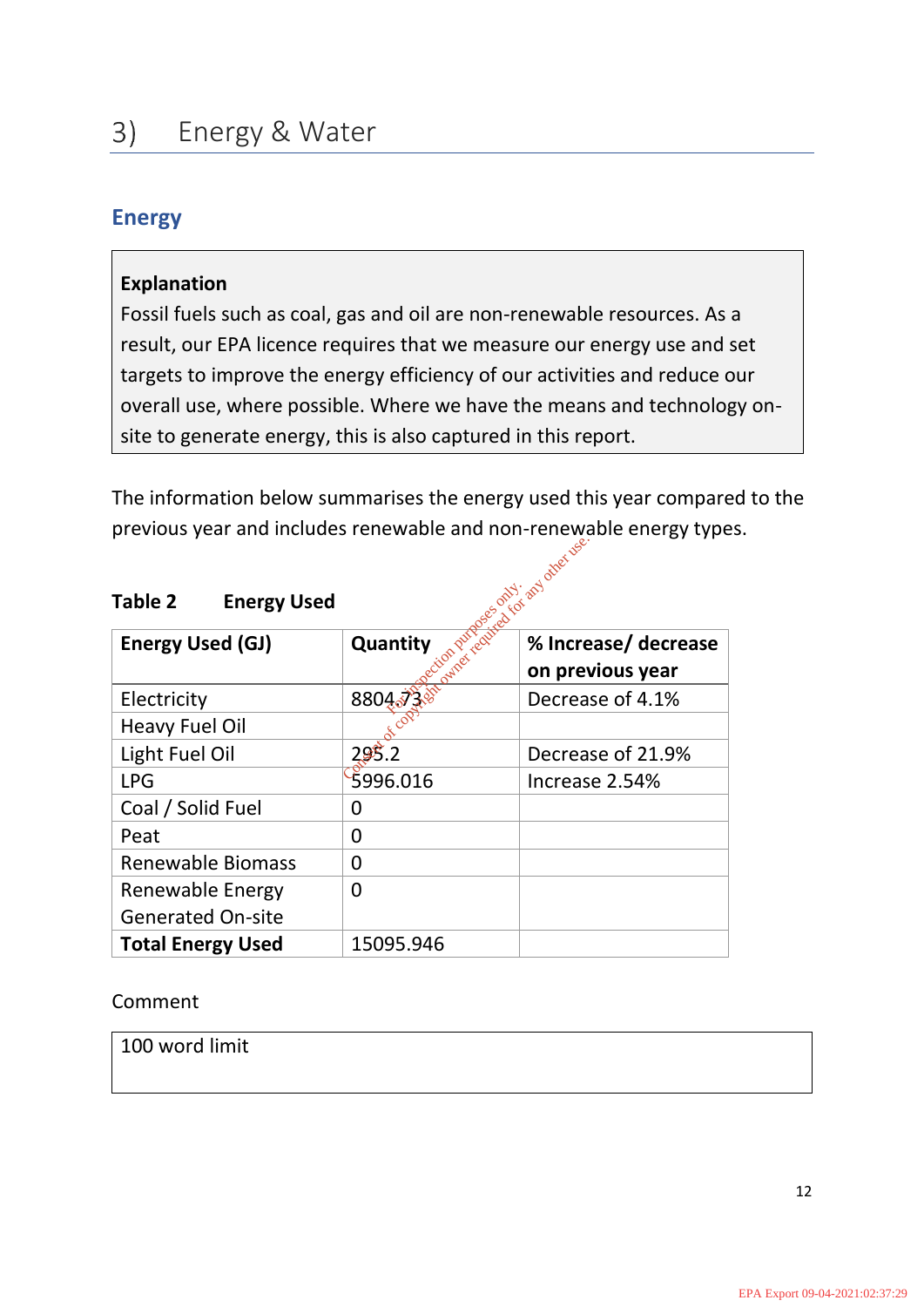## 3) Energy & Water

### Energy

**Explanation**
Fossil fuels such as coal, gas and oil are non-renewable resources. As a result, our EPA licence requires that we measure our energy use and set targets to improve the energy efficiency of our activities and reduce our overall use, where possible. Where we have the means and technology on-site to generate energy, this is also captured in this report.

The information below summarises the energy used this year compared to the previous year and includes renewable and non-renewable energy types.

**Table 2 Energy Used**

| **Energy Used (GJ)** | **Quantity** | **% Increase/ decrease on previous year** |
|---|---|---|
| Electricity | 8804.73 | Decrease of 4.1% |
| Heavy Fuel Oil | | |
| Light Fuel Oil | 295.2 | Decrease of 21.9% |
| LPG | 5996.016 | Increase 2.54% |
| Coal / Solid Fuel | 0 | |
| Peat | 0 | |
| Renewable Biomass | 0 | |
| Renewable Energy Generated On-site | 0 | |
| **Total Energy Used** | 15095.946 | |

Comment

| 100 word limit |
|---|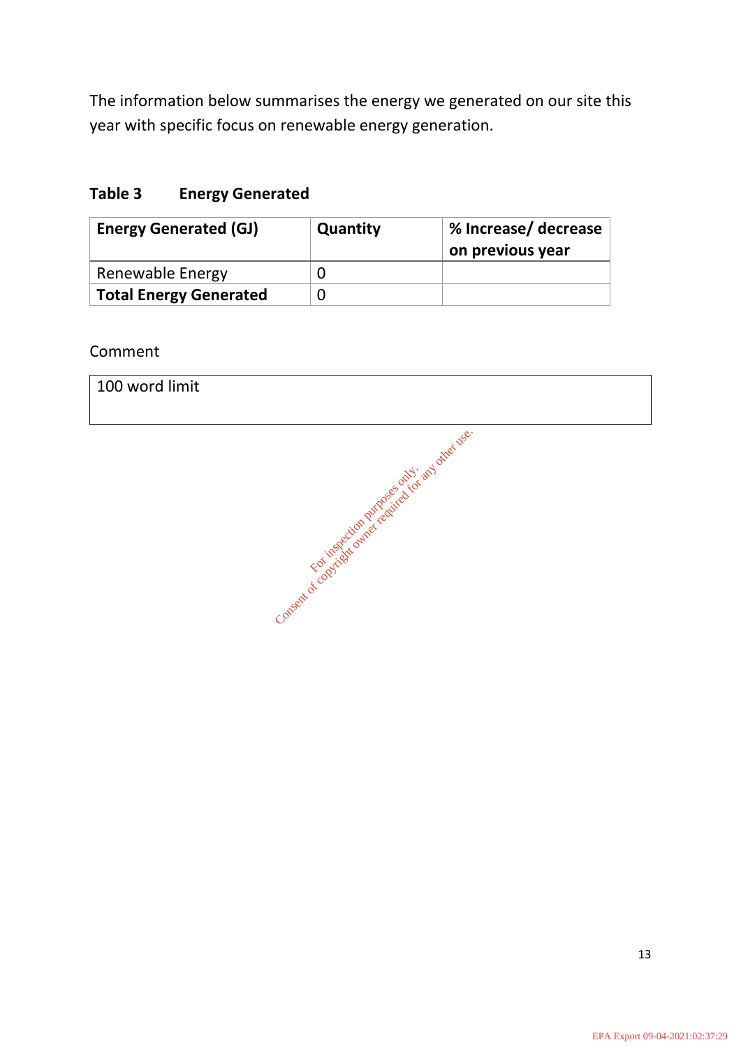The information below summarises the energy we generated on our site this year with specific focus on renewable energy generation.

**Table 3 Energy Generated**

| **Energy Generated (GJ)** | **Quantity** | **% Increase/ decrease on previous year** |
|---|---|---|
| Renewable Energy | 0 | |
| **Total Energy Generated** | 0 | |

Comment

| 100 word limit |
|---|

For inspection purposes only. Consent of copyright owner required for any other use.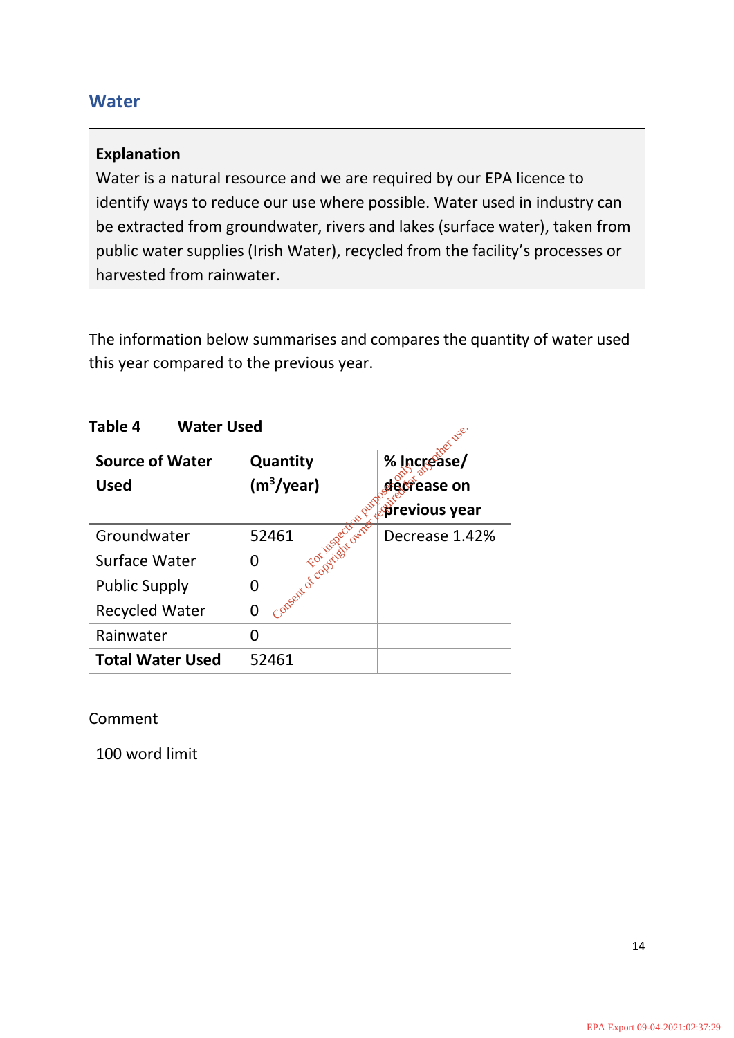## Water

**Explanation**

Water is a natural resource and we are required by our EPA licence to identify ways to reduce our use where possible. Water used in industry can be extracted from groundwater, rivers and lakes (surface water), taken from public water supplies (Irish Water), recycled from the facility's processes or harvested from rainwater.

The information below summarises and compares the quantity of water used this year compared to the previous year.

**Table 4  Water Used**

| **Source of Water Used** | **Quantity ($m^3$/year)** | **% Increase/ decrease on previous year** |
|---|---|---|
| Groundwater | 52461 | Decrease 1.42% |
| Surface Water | 0 | |
| Public Supply | 0 | |
| Recycled Water | 0 | |
| Rainwater | 0 | |
| **Total Water Used** | 52461 | |

Comment

100 word limit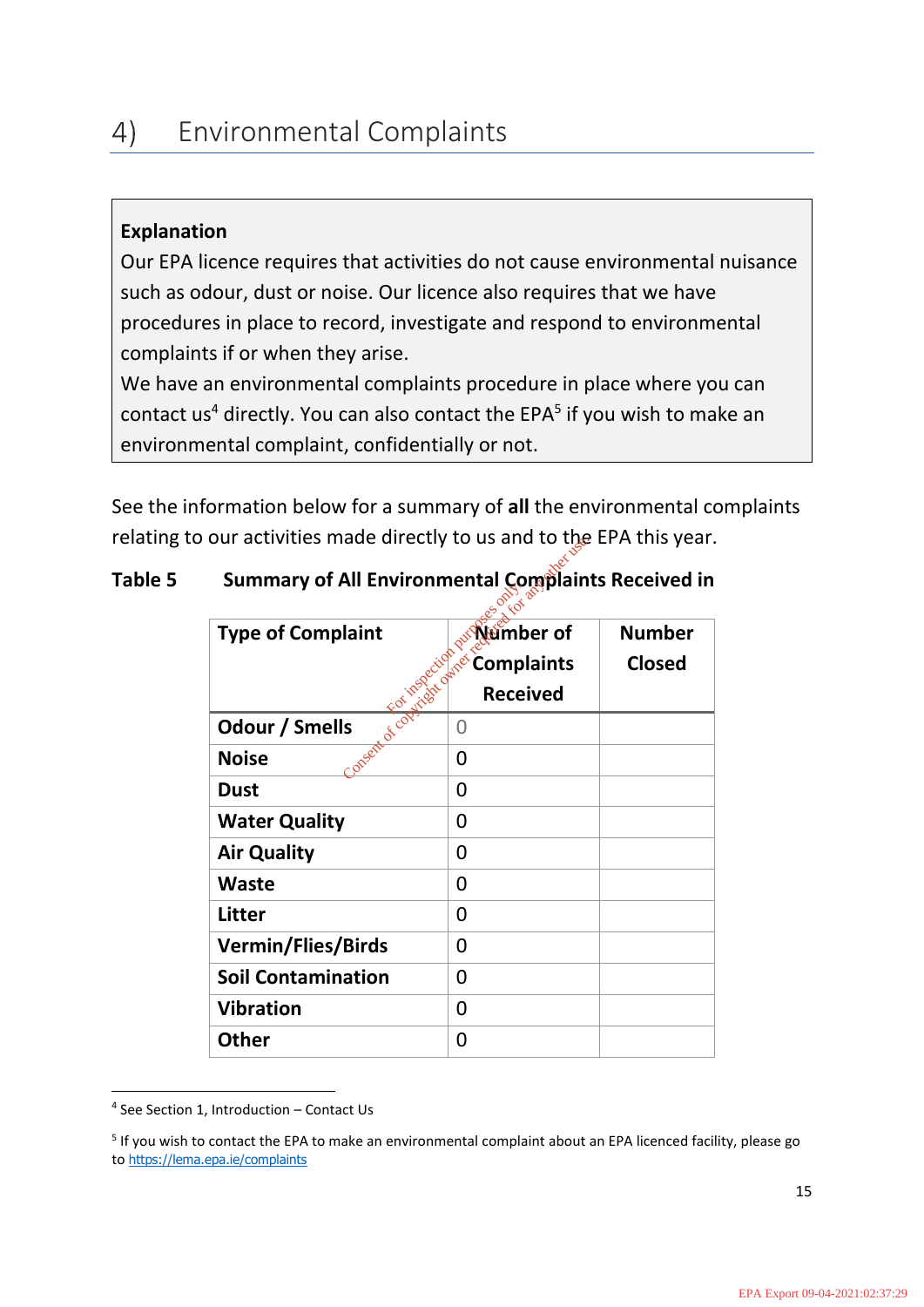## 4) Environmental Complaints

**Explanation**

Our EPA licence requires that activities do not cause environmental nuisance such as odour, dust or noise. Our licence also requires that we have procedures in place to record, investigate and respond to environmental complaints if or when they arise.

We have an environmental complaints procedure in place where you can contact us[4] directly. You can also contact the EPA[5] if you wish to make an environmental complaint, confidentially or not.

See the information below for a summary of **all** the environmental complaints relating to our activities made directly to us and to the EPA this year.

**Table 5 Summary of All Environmental Complaints Received in**

| Type of Complaint | Number of Complaints Received | Number Closed |
|---|---|---|
| **Odour / Smells** | 0 | |
| **Noise** | 0 | |
| **Dust** | 0 | |
| **Water Quality** | 0 | |
| **Air Quality** | 0 | |
| **Waste** | 0 | |
| **Litter** | 0 | |
| **Vermin/Flies/Birds** | 0 | |
| **Soil Contamination** | 0 | |
| **Vibration** | 0 | |
| **Other** | 0 | |

[4] See Section 1, Introduction – Contact Us

[5] If you wish to contact the EPA to make an environmental complaint about an EPA licenced facility, please go to https://lema.epa.ie/complaints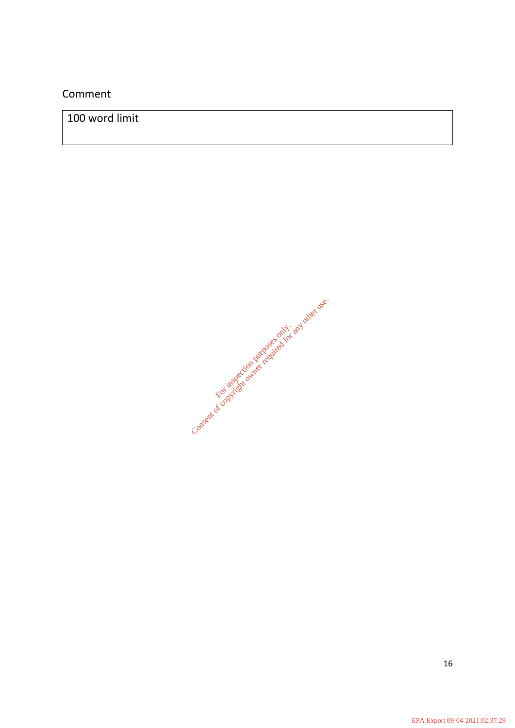Comment

| 100 word limit |
|---|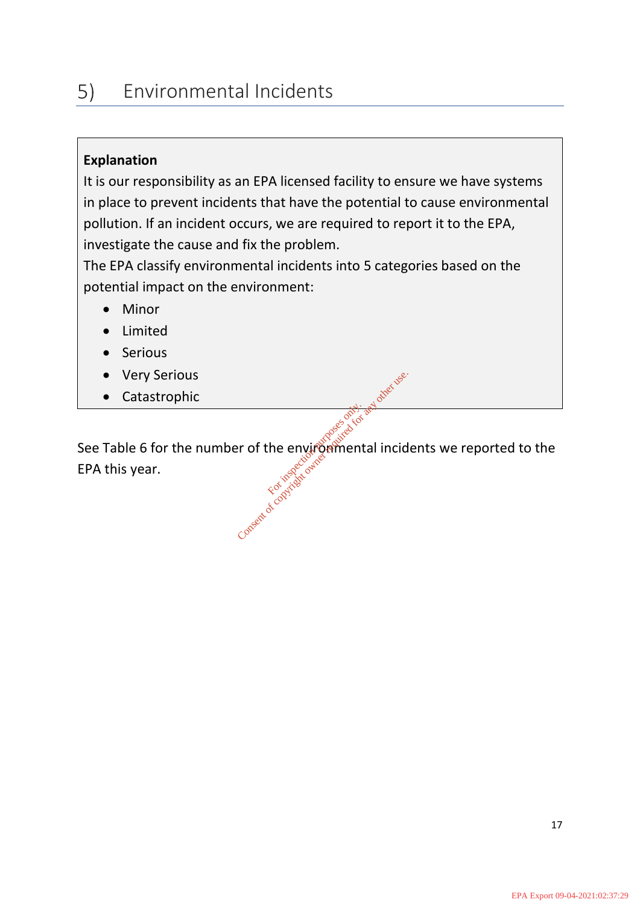# 5) Environmental Incidents

**Explanation**

It is our responsibility as an EPA licensed facility to ensure we have systems in place to prevent incidents that have the potential to cause environmental pollution. If an incident occurs, we are required to report it to the EPA, investigate the cause and fix the problem.

The EPA classify environmental incidents into 5 categories based on the potential impact on the environment:

- Minor
- Limited
- Serious
- Very Serious
- Catastrophic

See Table 6 for the number of the environmental incidents we reported to the EPA this year.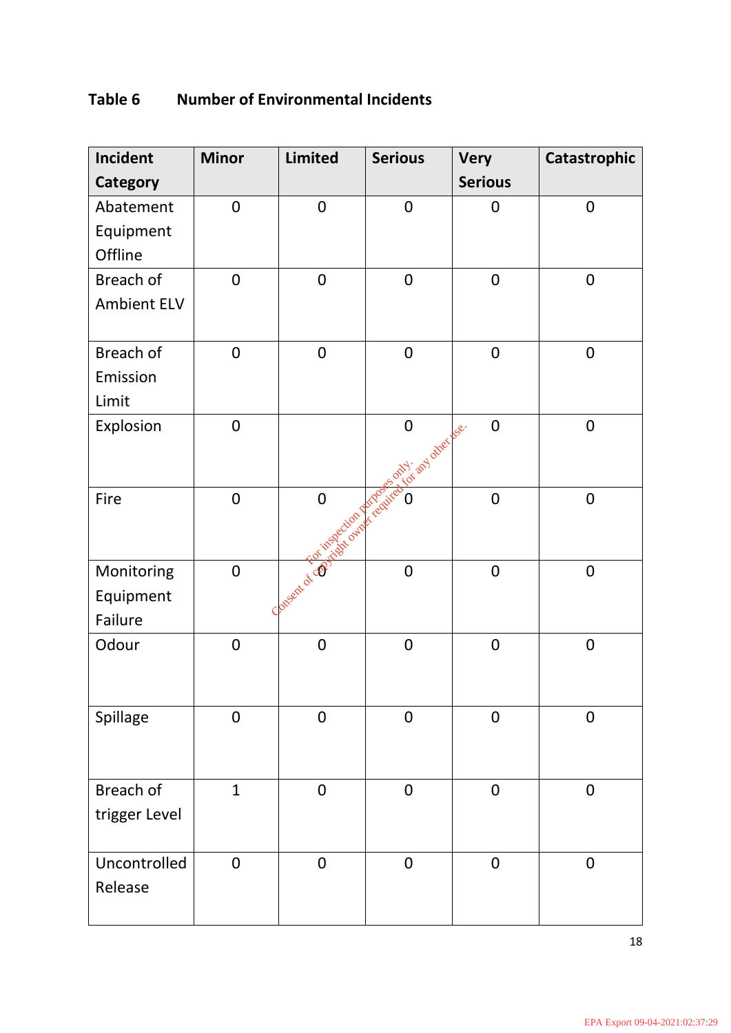**Table 6 Number of Environmental Incidents**

| Incident Category | Minor | Limited | Serious | Very Serious | Catastrophic |
|---|---|---|---|---|---|
| Abatement Equipment Offline | 0 | 0 | 0 | 0 | 0 |
| Breach of Ambient ELV | 0 | 0 | 0 | 0 | 0 |
| Breach of Emission Limit | 0 | 0 | 0 | 0 | 0 |
| Explosion | 0 | | 0 | 0 | 0 |
| Fire | 0 | 0 | 0 | 0 | 0 |
| Monitoring Equipment Failure | 0 | 0 | 0 | 0 | 0 |
| Odour | 0 | 0 | 0 | 0 | 0 |
| Spillage | 0 | 0 | 0 | 0 | 0 |
| Breach of trigger Level | 1 | 0 | 0 | 0 | 0 |
| Uncontrolled Release | 0 | 0 | 0 | 0 | 0 |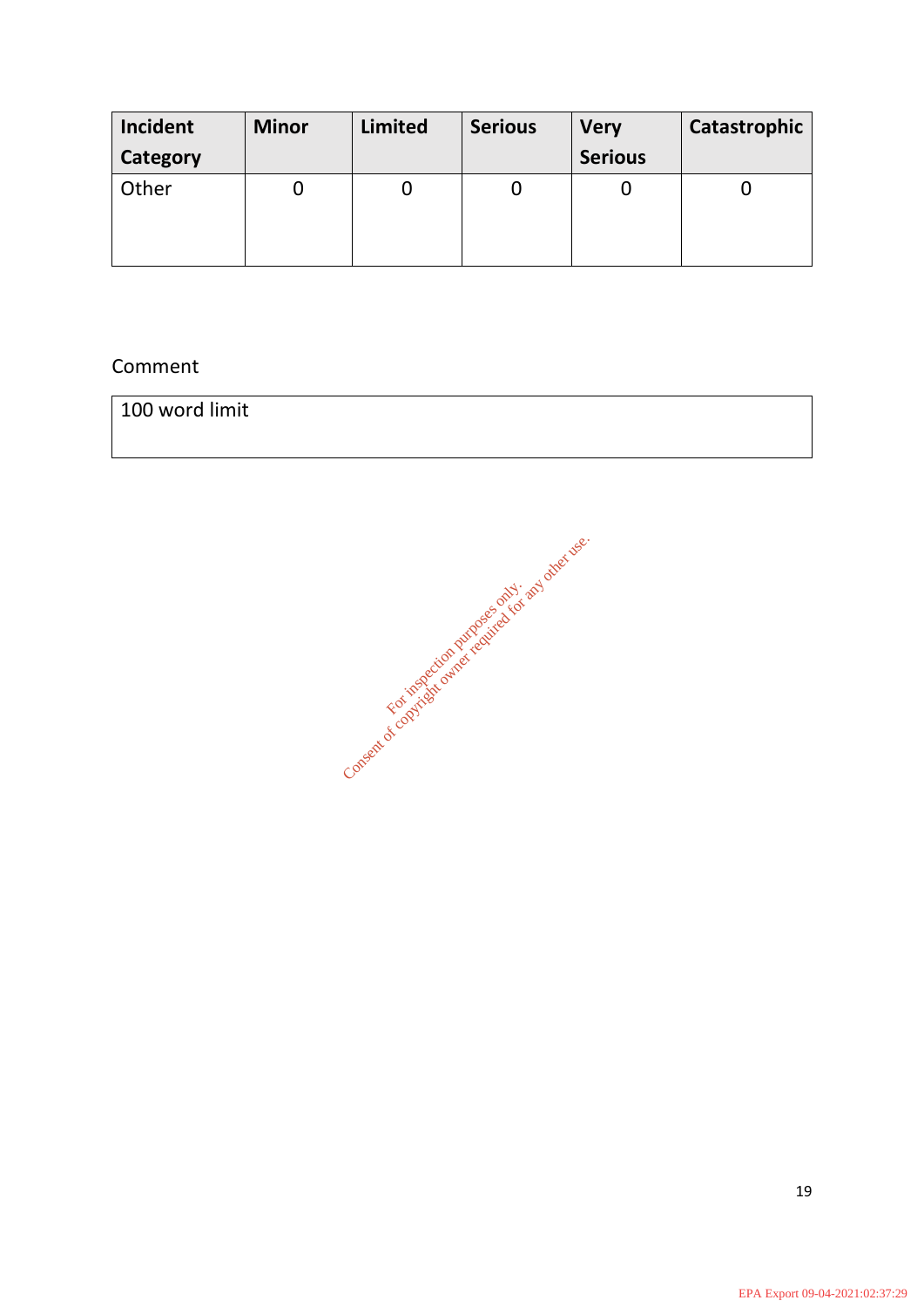| Incident Category | Minor | Limited | Serious | Very Serious | Catastrophic |
|---|---|---|---|---|---|
| Other | 0 | 0 | 0 | 0 | 0 |

Comment

| 100 word limit |
|---|

For inspection purposes only.
Consent of copyright owner required for any other use.

EPA Export 09-04-2021:02:37:29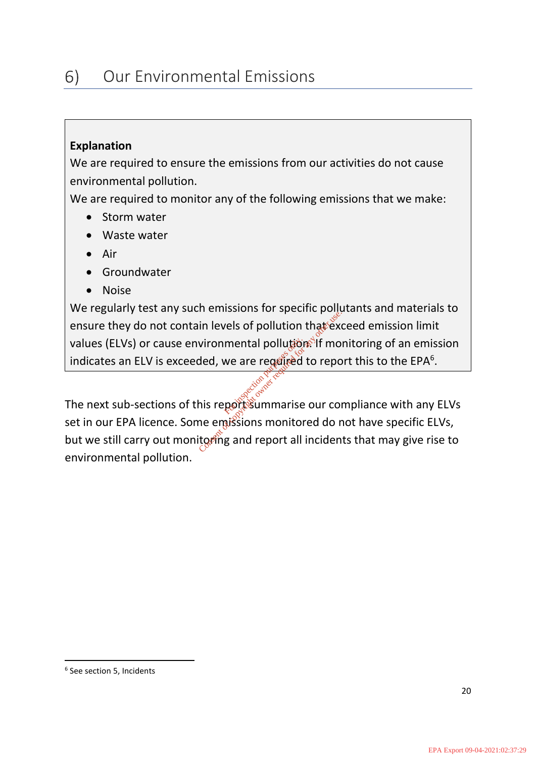# 6) Our Environmental Emissions

**Explanation**

We are required to ensure the emissions from our activities do not cause environmental pollution.

We are required to monitor any of the following emissions that we make:

- Storm water
- Waste water
- Air
- Groundwater
- Noise

We regularly test any such emissions for specific pollutants and materials to ensure they do not contain levels of pollution that exceed emission limit values (ELVs) or cause environmental pollution. If monitoring of an emission indicates an ELV is exceeded, we are required to report this to the EPA[6].

The next sub-sections of this report summarise our compliance with any ELVs set in our EPA licence. Some emissions monitored do not have specific ELVs, but we still carry out monitoring and report all incidents that may give rise to environmental pollution.

[6] See section 5, Incidents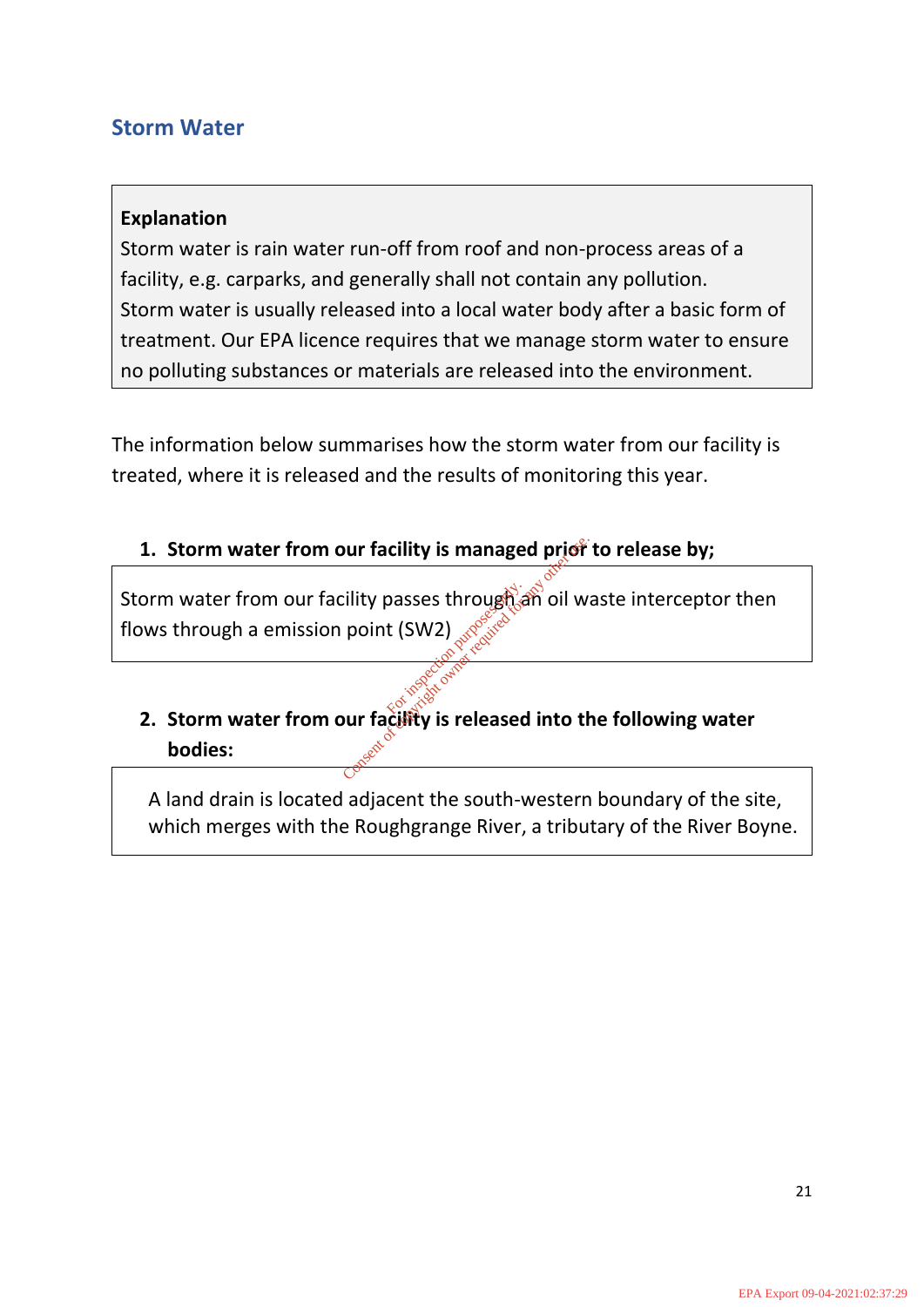## Storm Water

**Explanation**
Storm water is rain water run-off from roof and non-process areas of a facility, e.g. carparks, and generally shall not contain any pollution. Storm water is usually released into a local water body after a basic form of treatment. Our EPA licence requires that we manage storm water to ensure no polluting substances or materials are released into the environment.

The information below summarises how the storm water from our facility is treated, where it is released and the results of monitoring this year.

1. **Storm water from our facility is managed prior to release by;**

Storm water from our facility passes through an oil waste interceptor then flows through a emission point (SW2)

2. **Storm water from our facility is released into the following water bodies:**

A land drain is located adjacent the south-western boundary of the site, which merges with the Roughgrange River, a tributary of the River Boyne.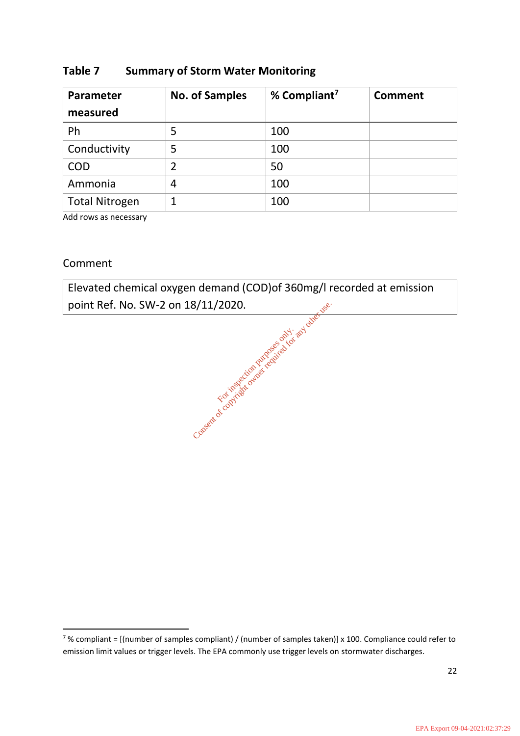## Table 7 Summary of Storm Water Monitoring

| Parameter measured | No. of Samples | % Compliant[7] | Comment |
|---|---|---|---|
| Ph | 5 | 100 | |
| Conductivity | 5 | 100 | |
| COD | 2 | 50 | |
| Ammonia | 4 | 100 | |
| Total Nitrogen | 1 | 100 | |

Add rows as necessary

Comment

| Elevated chemical oxygen demand (COD)of 360mg/l recorded at emission point Ref. No. SW-2 on 18/11/2020. |
|---|

[7] % compliant = [(number of samples compliant) / (number of samples taken)] x 100. Compliance could refer to emission limit values or trigger levels. The EPA commonly use trigger levels on stormwater discharges.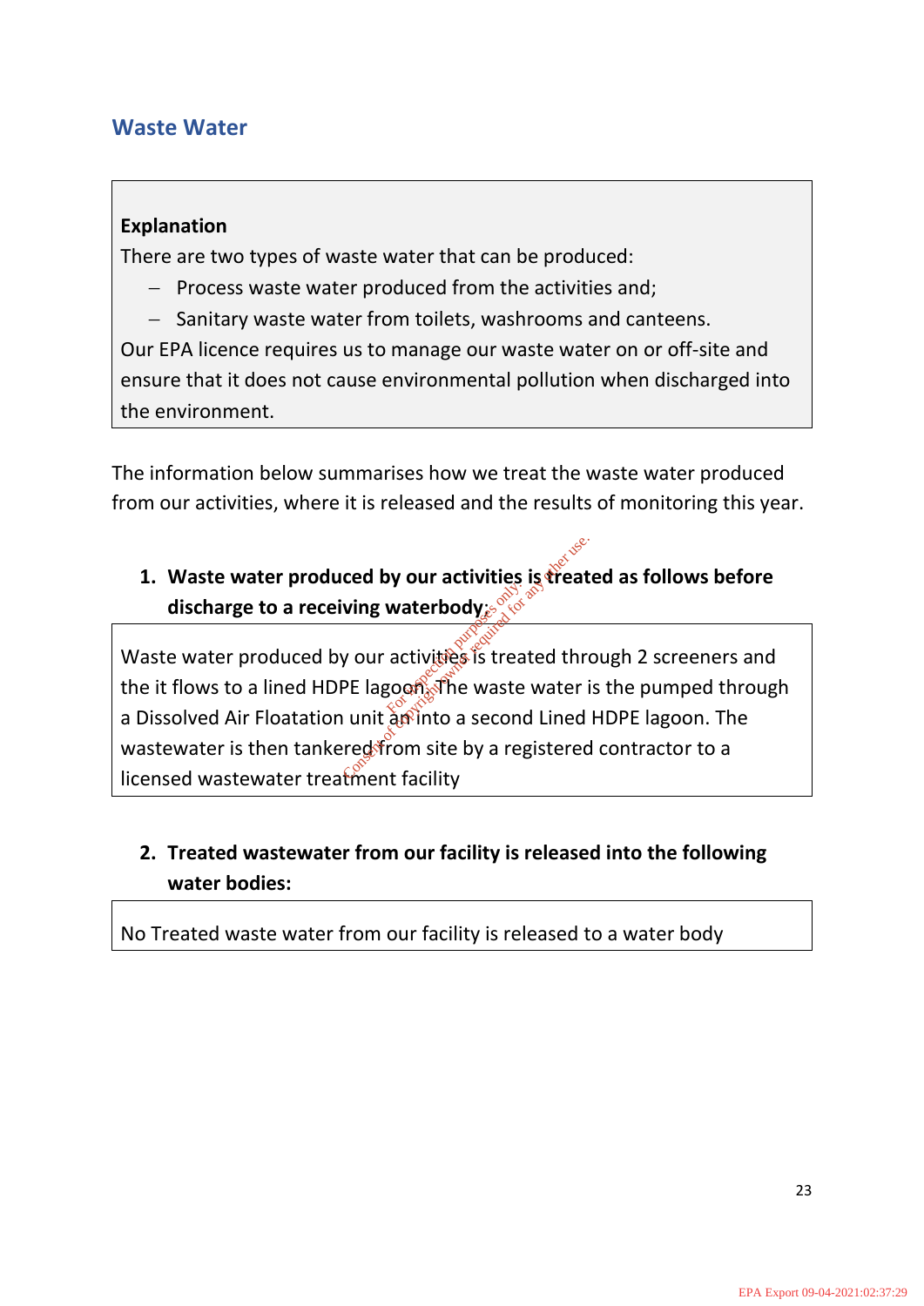## Waste Water

> **Explanation**
>
> There are two types of waste water that can be produced:
>
> - Process waste water produced from the activities and;
> - Sanitary waste water from toilets, washrooms and canteens.
>
> Our EPA licence requires us to manage our waste water on or off-site and ensure that it does not cause environmental pollution when discharged into the environment.

The information below summarises how we treat the waste water produced from our activities, where it is released and the results of monitoring this year.

1. **Waste water produced by our activities is treated as follows before discharge to a receiving waterbody:**

> Waste water produced by our activities is treated through 2 screeners and the it flows to a lined HDPE lagoon. The waste water is the pumped through a Dissolved Air Floatation unit an into a second Lined HDPE lagoon. The wastewater is then tankered from site by a registered contractor to a licensed wastewater treatment facility

2. **Treated wastewater from our facility is released into the following water bodies:**

> No Treated waste water from our facility is released to a water body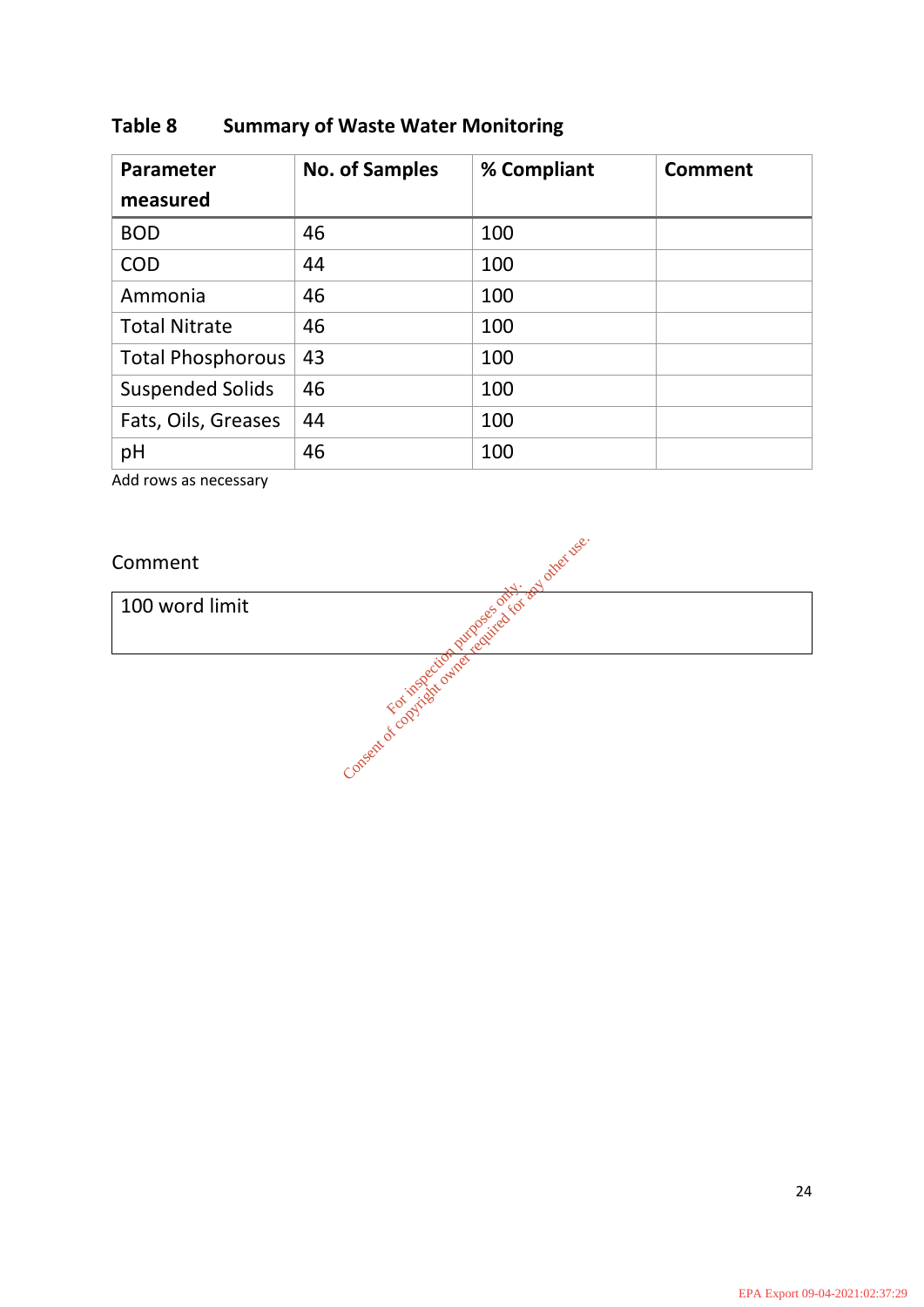**Table 8 Summary of Waste Water Monitoring**

| Parameter measured | No. of Samples | % Compliant | Comment |
|---|---|---|---|
| BOD | 46 | 100 | |
| COD | 44 | 100 | |
| Ammonia | 46 | 100 | |
| Total Nitrate | 46 | 100 | |
| Total Phosphorous | 43 | 100 | |
| Suspended Solids | 46 | 100 | |
| Fats, Oils, Greases | 44 | 100 | |
| pH | 46 | 100 | |

Add rows as necessary

Comment

| 100 word limit |
|---|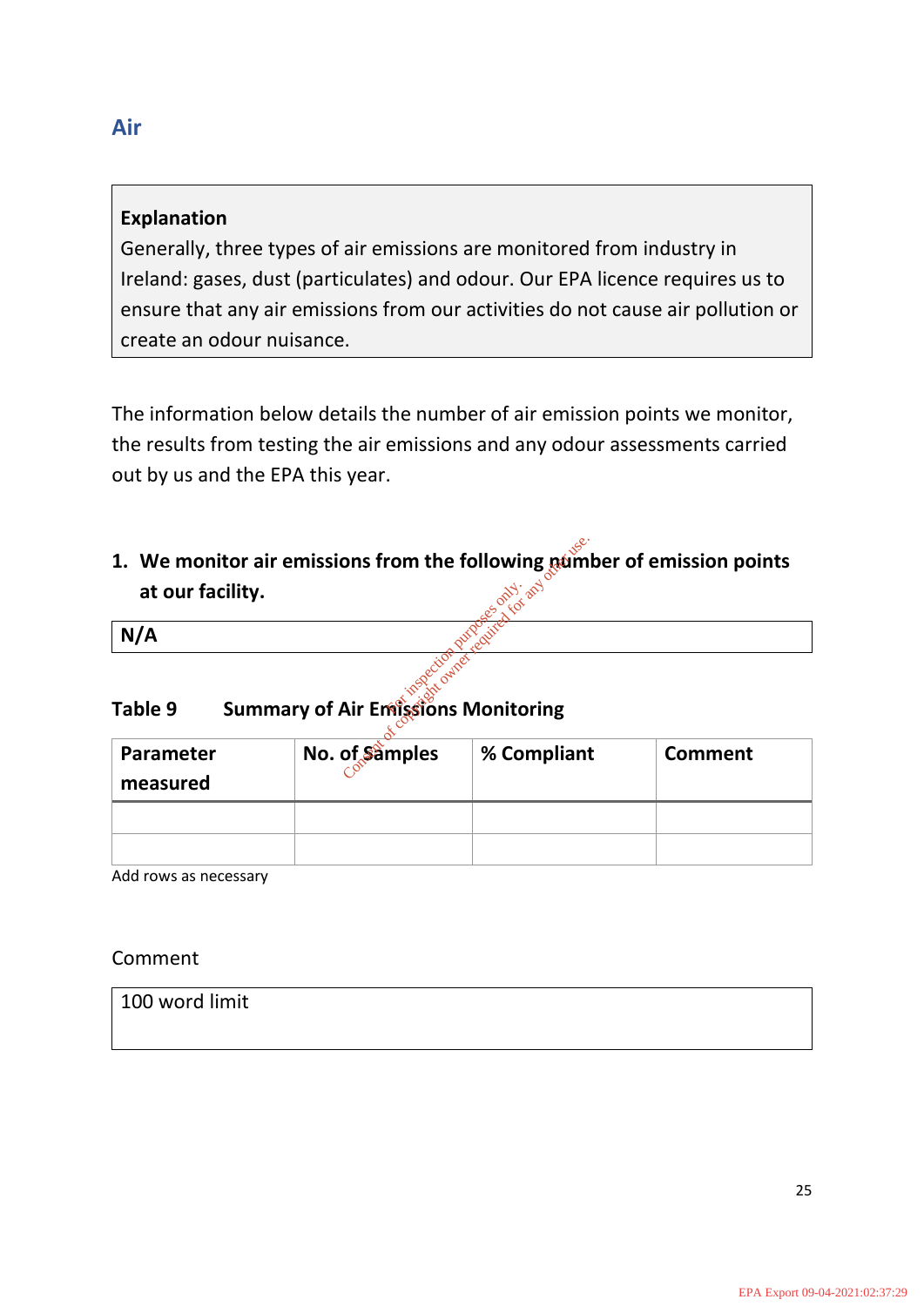## Air

> **Explanation**
> Generally, three types of air emissions are monitored from industry in Ireland: gases, dust (particulates) and odour. Our EPA licence requires us to ensure that any air emissions from our activities do not cause air pollution or create an odour nuisance.

The information below details the number of air emission points we monitor, the results from testing the air emissions and any odour assessments carried out by us and the EPA this year.

1. **We monitor air emissions from the following number of emission points at our facility.**

| **N/A** |
|---|

**Table 9 Summary of Air Emissions Monitoring**

| Parameter measured | No. of Samples | % Compliant | Comment |
|---|---|---|---|
| | | | |
| | | | |

Add rows as necessary

Comment

| 100 word limit |
|---|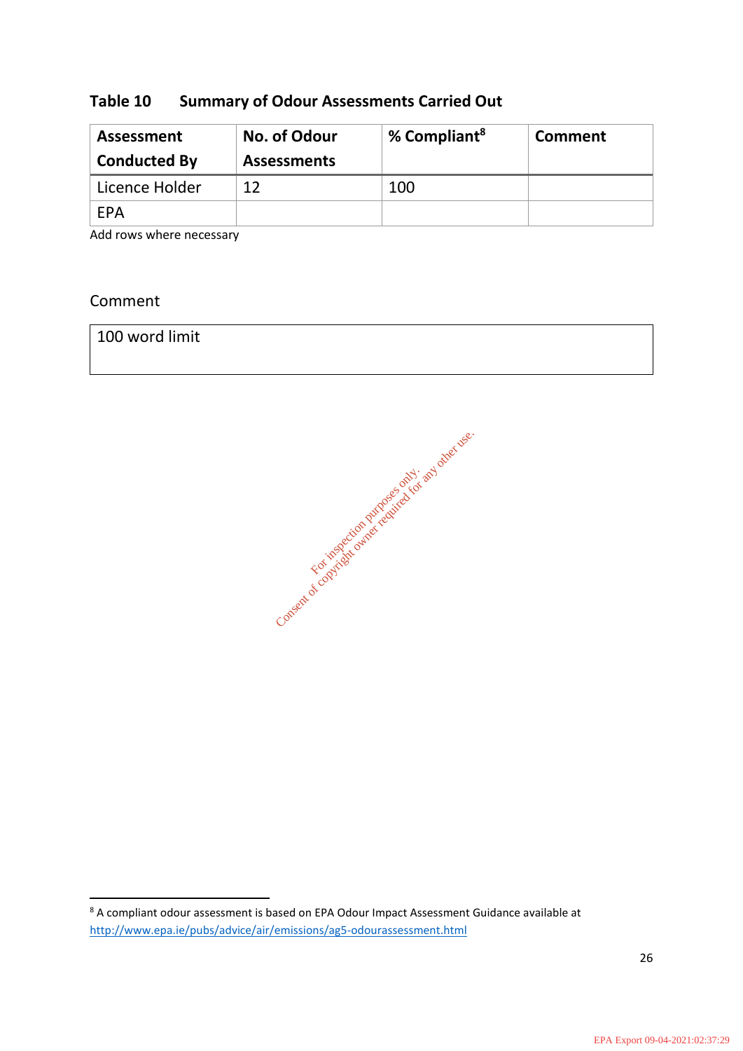**Table 10 Summary of Odour Assessments Carried Out**

| Assessment Conducted By | No. of Odour Assessments | % Compliant[8] | Comment |
|---|---|---|---|
| Licence Holder | 12 | 100 | |
| EPA | | | |

Add rows where necessary

Comment

| 100 word limit |
|---|

For inspection purposes only. Consent of copyright owner required for any other use.

[8] A compliant odour assessment is based on EPA Odour Impact Assessment Guidance available at http://www.epa.ie/pubs/advice/air/emissions/ag5-odourassessment.html

EPA Export 09-04-2021:02:37:29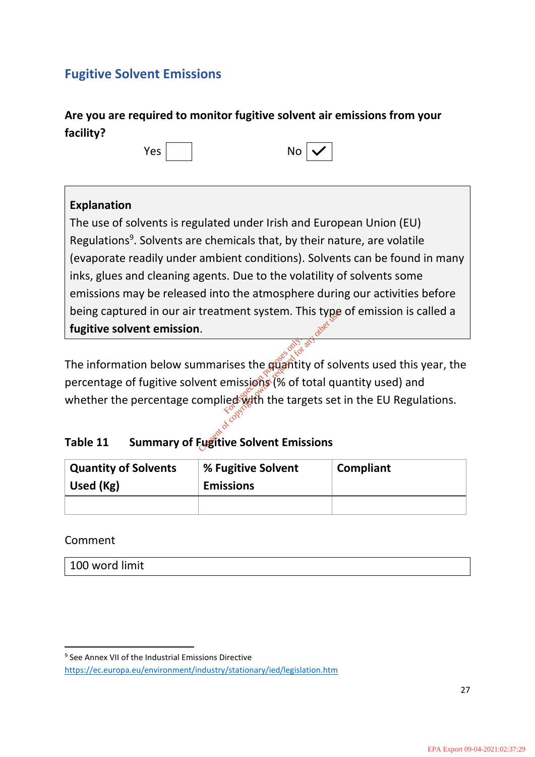## Fugitive Solvent Emissions

**Are you are required to monitor fugitive solvent air emissions from your facility?**

Yes ☐ No ☑

> **Explanation**
>
> The use of solvents is regulated under Irish and European Union (EU) Regulations[9]. Solvents are chemicals that, by their nature, are volatile (evaporate readily under ambient conditions). Solvents can be found in many inks, glues and cleaning agents. Due to the volatility of solvents some emissions may be released into the atmosphere during our activities before being captured in our air treatment system. This type of emission is called a **fugitive solvent emission**.

The information below summarises the quantity of solvents used this year, the percentage of fugitive solvent emissions (% of total quantity used) and whether the percentage complied with the targets set in the EU Regulations.

**Table 11 Summary of Fugitive Solvent Emissions**

| Quantity of Solvents Used (Kg) | % Fugitive Solvent Emissions | Compliant |
|---|---|---|
| | | |

Comment

| 100 word limit |
|---|

[9] See Annex VII of the Industrial Emissions Directive https://ec.europa.eu/environment/industry/stationary/ied/legislation.htm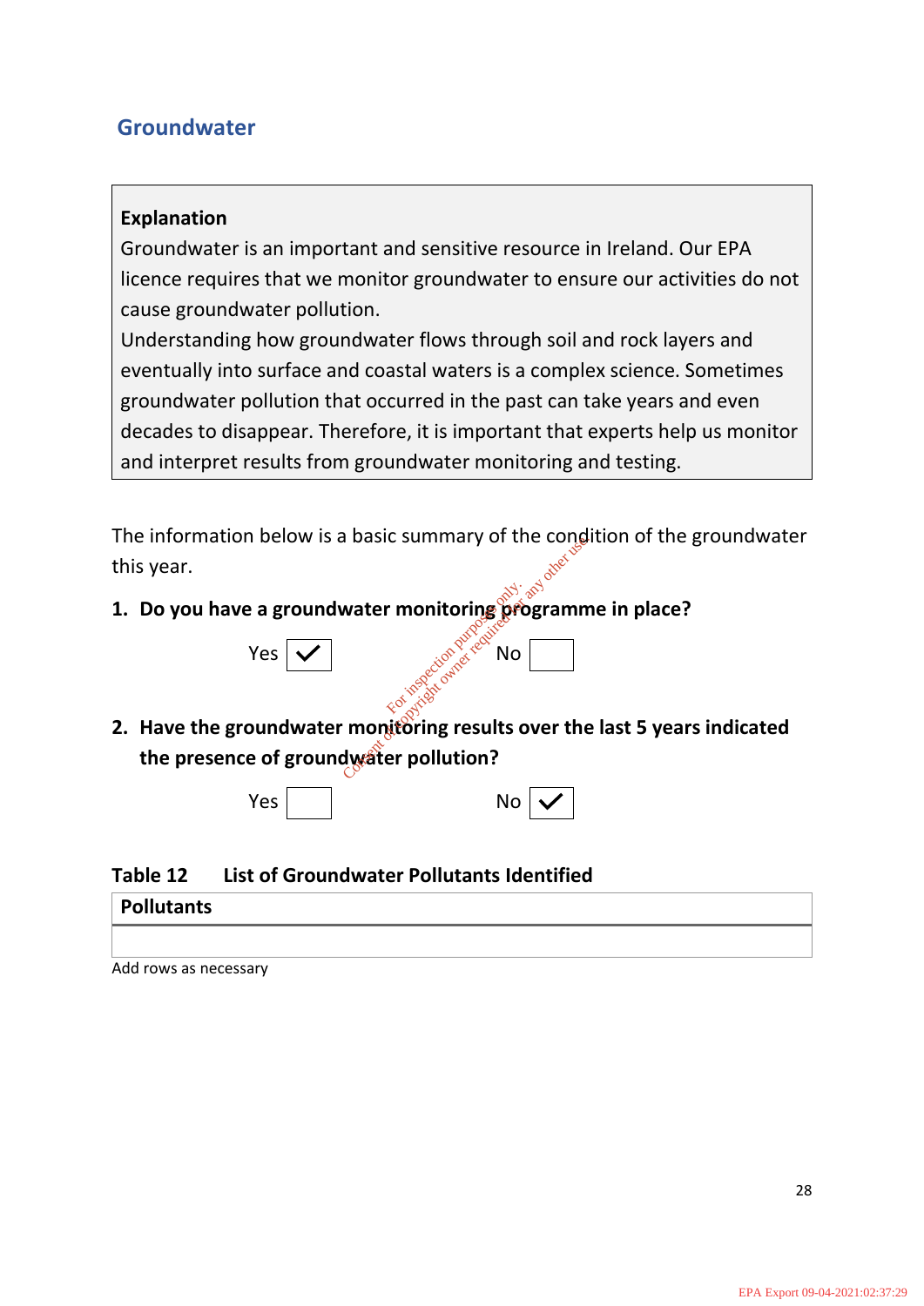## Groundwater

| **Explanation** |
|---|
| Groundwater is an important and sensitive resource in Ireland. Our EPA licence requires that we monitor groundwater to ensure our activities do not cause groundwater pollution.<br>Understanding how groundwater flows through soil and rock layers and eventually into surface and coastal waters is a complex science. Sometimes groundwater pollution that occurred in the past can take years and even decades to disappear. Therefore, it is important that experts help us monitor and interpret results from groundwater monitoring and testing. |

The information below is a basic summary of the condition of the groundwater this year.

**1. Do you have a groundwater monitoring programme in place?**

Yes ☑ No ☐

**2. Have the groundwater monitoring results over the last 5 years indicated the presence of groundwater pollution?**

Yes ☐ No ☑

**Table 12 List of Groundwater Pollutants Identified**

| **Pollutants** |
|---|
| |

Add rows as necessary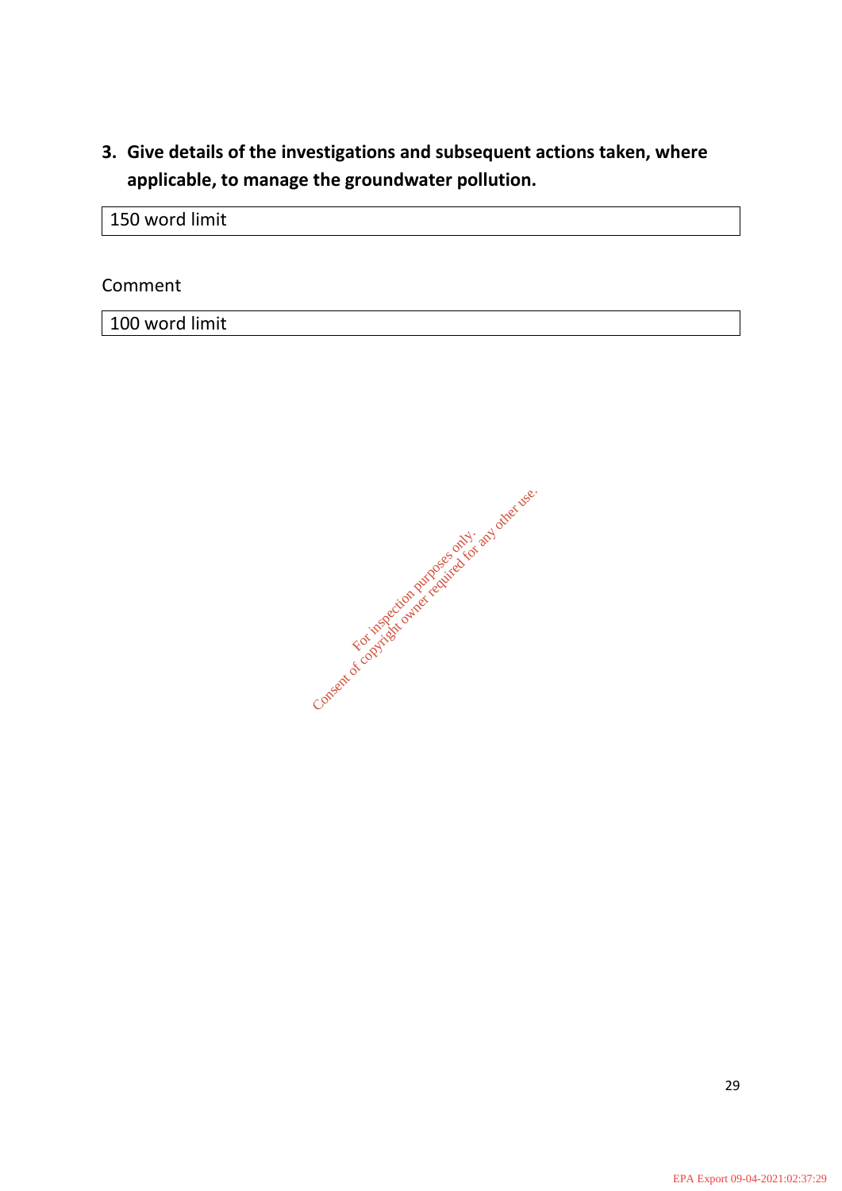3. **Give details of the investigations and subsequent actions taken, where applicable, to manage the groundwater pollution.**

| 150 word limit |
|---|

Comment

| 100 word limit |
|---|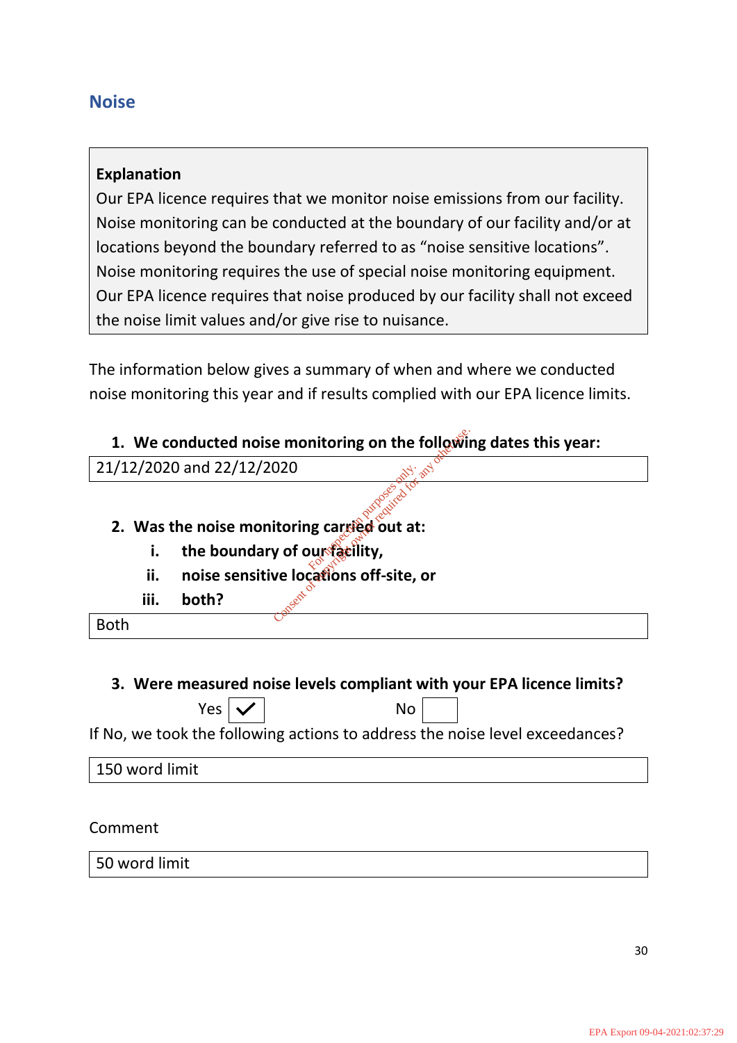## Noise

**Explanation**
Our EPA licence requires that we monitor noise emissions from our facility. Noise monitoring can be conducted at the boundary of our facility and/or at locations beyond the boundary referred to as "noise sensitive locations". Noise monitoring requires the use of special noise monitoring equipment. Our EPA licence requires that noise produced by our facility shall not exceed the noise limit values and/or give rise to nuisance.

The information below gives a summary of when and where we conducted noise monitoring this year and if results complied with our EPA licence limits.

1. **We conducted noise monitoring on the following dates this year:**

| 21/12/2020 and 22/12/2020 |
|---|

2. **Was the noise monitoring carried out at:**
   i. **the boundary of our facility,**
   ii. **noise sensitive locations off-site, or**
   iii. **both?**

| Both |
|---|

3. **Were measured noise levels compliant with your EPA licence limits?**

Yes ☑ No ☐

If No, we took the following actions to address the noise level exceedances?

| 150 word limit |
|---|

Comment

| 50 word limit |
|---|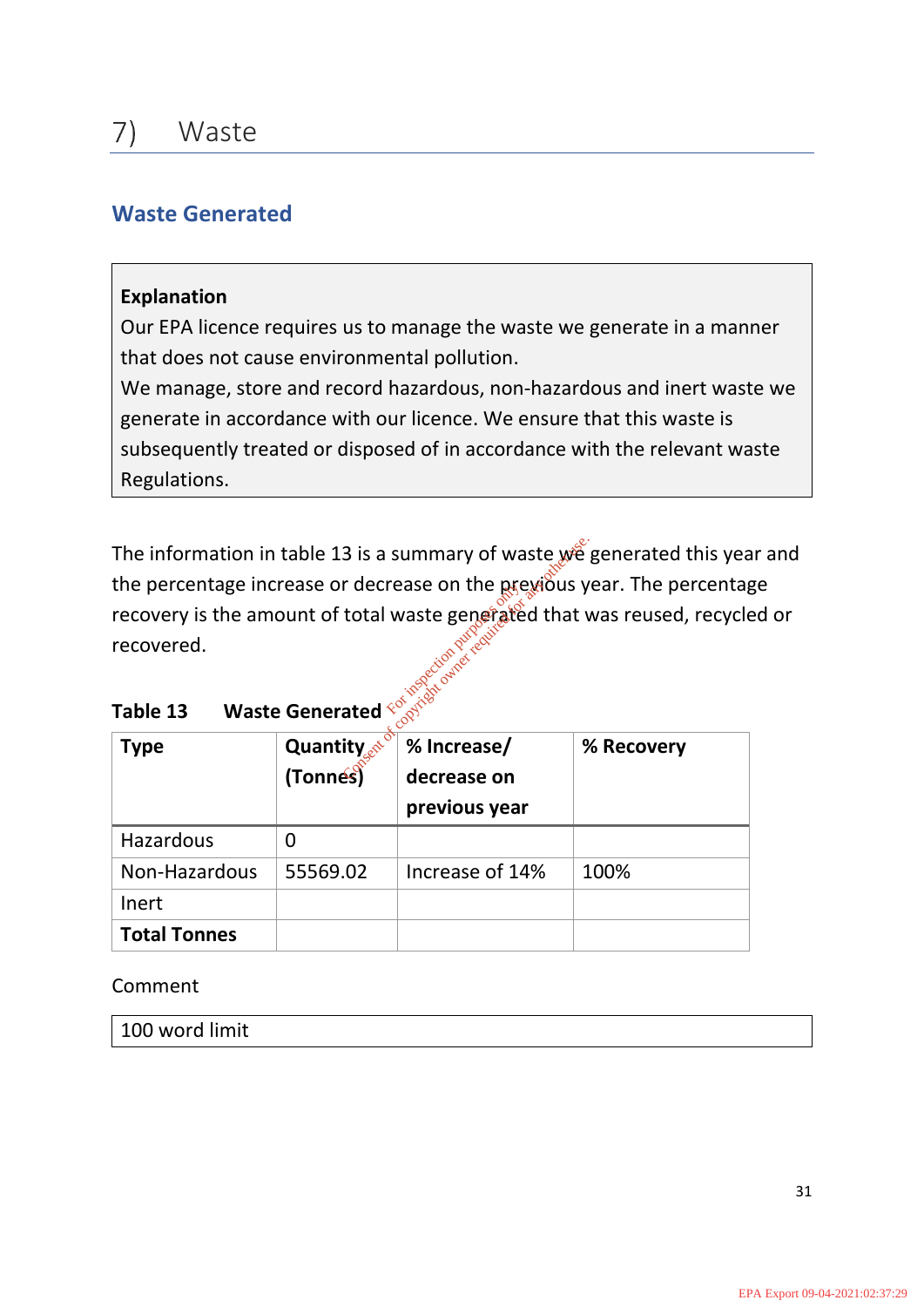# 7) Waste

## Waste Generated

**Explanation**
Our EPA licence requires us to manage the waste we generate in a manner that does not cause environmental pollution.
We manage, store and record hazardous, non-hazardous and inert waste we generate in accordance with our licence. We ensure that this waste is subsequently treated or disposed of in accordance with the relevant waste Regulations.

The information in table 13 is a summary of waste we generated this year and the percentage increase or decrease on the previous year. The percentage recovery is the amount of total waste generated that was reused, recycled or recovered.

**Table 13 Waste Generated**

| Type | Quantity (Tonnes) | % Increase/ decrease on previous year | % Recovery |
|---|---|---|---|
| Hazardous | 0 | | |
| Non-Hazardous | 55569.02 | Increase of 14% | 100% |
| Inert | | | |
| **Total Tonnes** | | | |

Comment

| 100 word limit |
|---|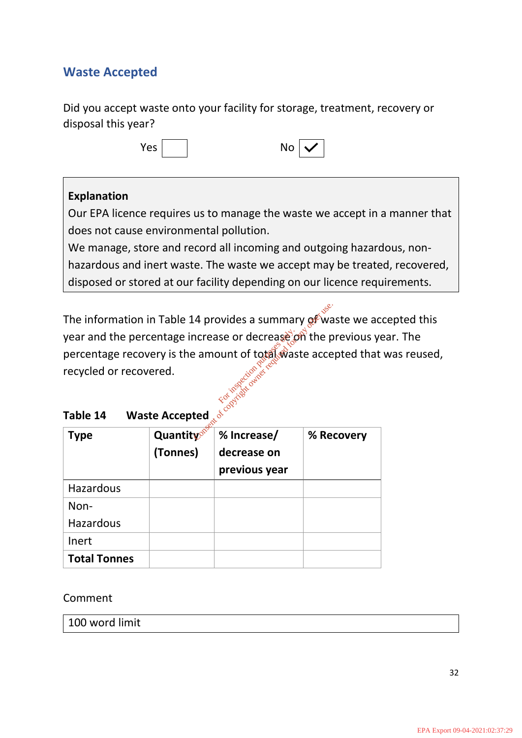## Waste Accepted

Did you accept waste onto your facility for storage, treatment, recovery or disposal this year?

Yes ☐ No ☑

**Explanation**
Our EPA licence requires us to manage the waste we accept in a manner that does not cause environmental pollution.
We manage, store and record all incoming and outgoing hazardous, non-hazardous and inert waste. The waste we accept may be treated, recovered, disposed or stored at our facility depending on our licence requirements.

The information in Table 14 provides a summary of waste we accepted this year and the percentage increase or decrease on the previous year. The percentage recovery is the amount of total waste accepted that was reused, recycled or recovered.

**Table 14 Waste Accepted**

| Type | Quantity (Tonnes) | % Increase/ decrease on previous year | % Recovery |
|---|---|---|---|
| Hazardous | | | |
| Non-Hazardous | | | |
| Inert | | | |
| **Total Tonnes** | | | |

Comment

100 word limit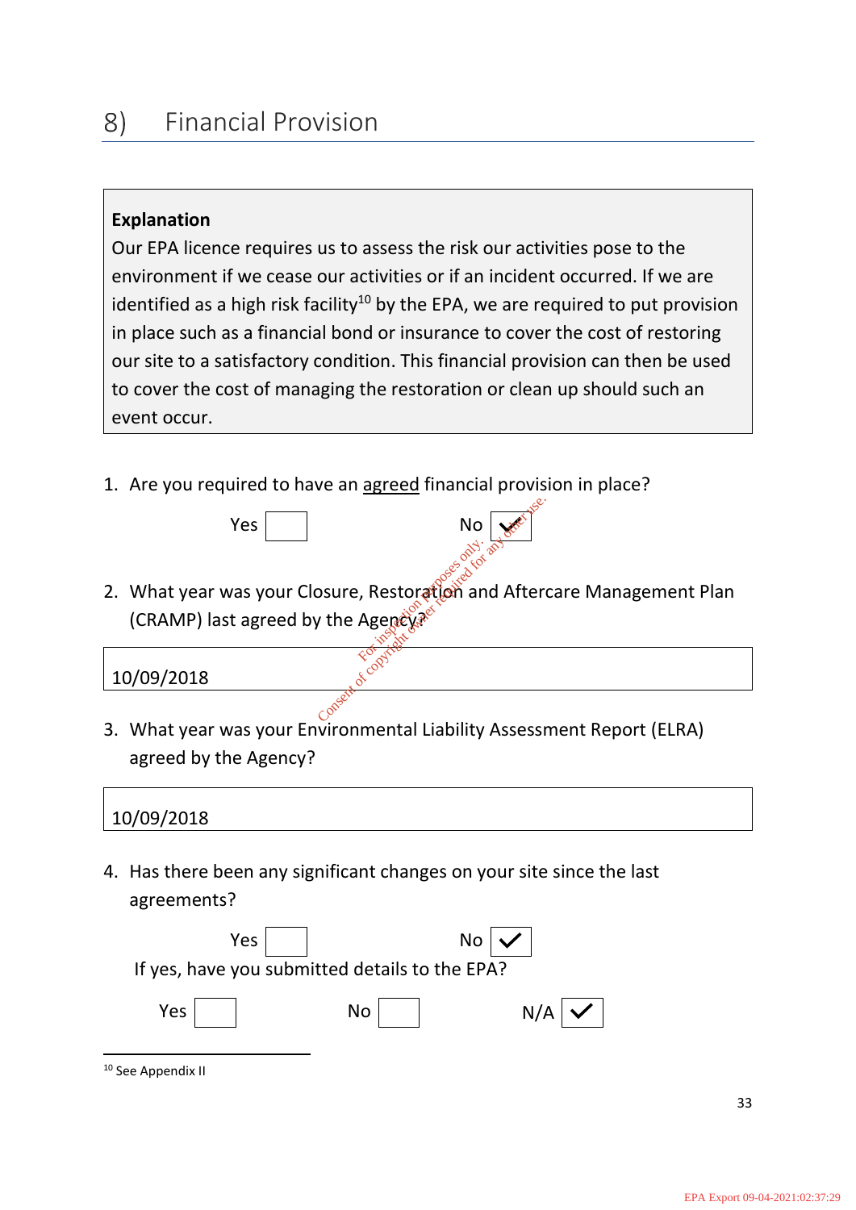## 8) Financial Provision

**Explanation**
Our EPA licence requires us to assess the risk our activities pose to the environment if we cease our activities or if an incident occurred. If we are identified as a high risk facility[10] by the EPA, we are required to put provision in place such as a financial bond or insurance to cover the cost of restoring our site to a satisfactory condition. This financial provision can then be used to cover the cost of managing the restoration or clean up should such an event occur.

1. Are you required to have an agreed financial provision in place?

   Yes ☐ No ☑

2. What year was your Closure, Restoration and Aftercare Management Plan (CRAMP) last agreed by the Agency?

   10/09/2018

3. What year was your Environmental Liability Assessment Report (ELRA) agreed by the Agency?

   10/09/2018

4. Has there been any significant changes on your site since the last agreements?

   Yes ☐ No ☑

   If yes, have you submitted details to the EPA?

   Yes ☐ No ☐ N/A ☑

---

[10] See Appendix II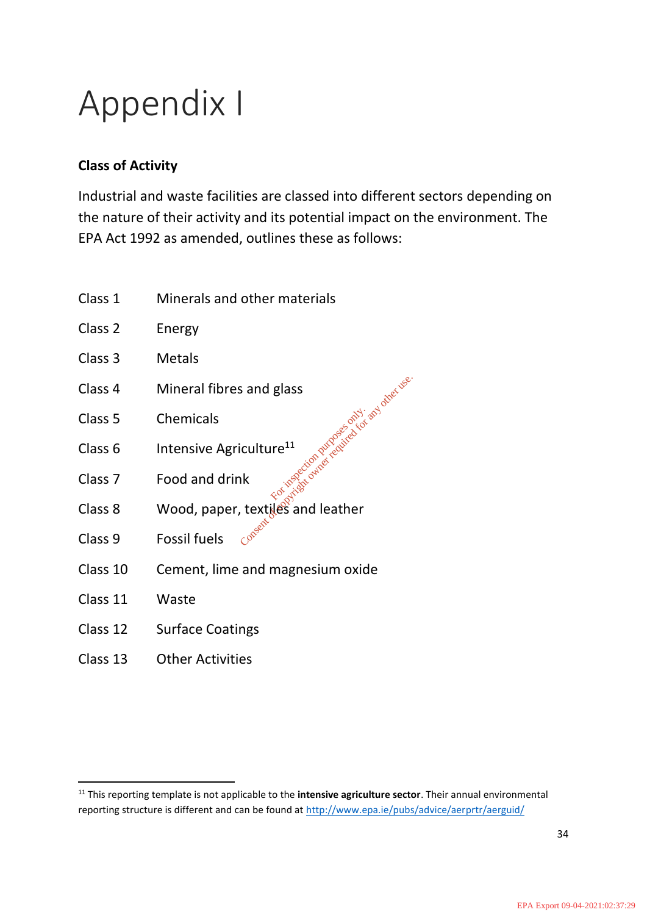# Appendix I

**Class of Activity**

Industrial and waste facilities are classed into different sectors depending on the nature of their activity and its potential impact on the environment. The EPA Act 1992 as amended, outlines these as follows:

| | |
|---|---|
| Class 1 | Minerals and other materials |
| Class 2 | Energy |
| Class 3 | Metals |
| Class 4 | Mineral fibres and glass |
| Class 5 | Chemicals |
| Class 6 | Intensive Agriculture[11] |
| Class 7 | Food and drink |
| Class 8 | Wood, paper, textiles and leather |
| Class 9 | Fossil fuels |
| Class 10 | Cement, lime and magnesium oxide |
| Class 11 | Waste |
| Class 12 | Surface Coatings |
| Class 13 | Other Activities |

[11] This reporting template is not applicable to the **intensive agriculture sector**. Their annual environmental reporting structure is different and can be found at http://www.epa.ie/pubs/advice/aerprtr/aerguid/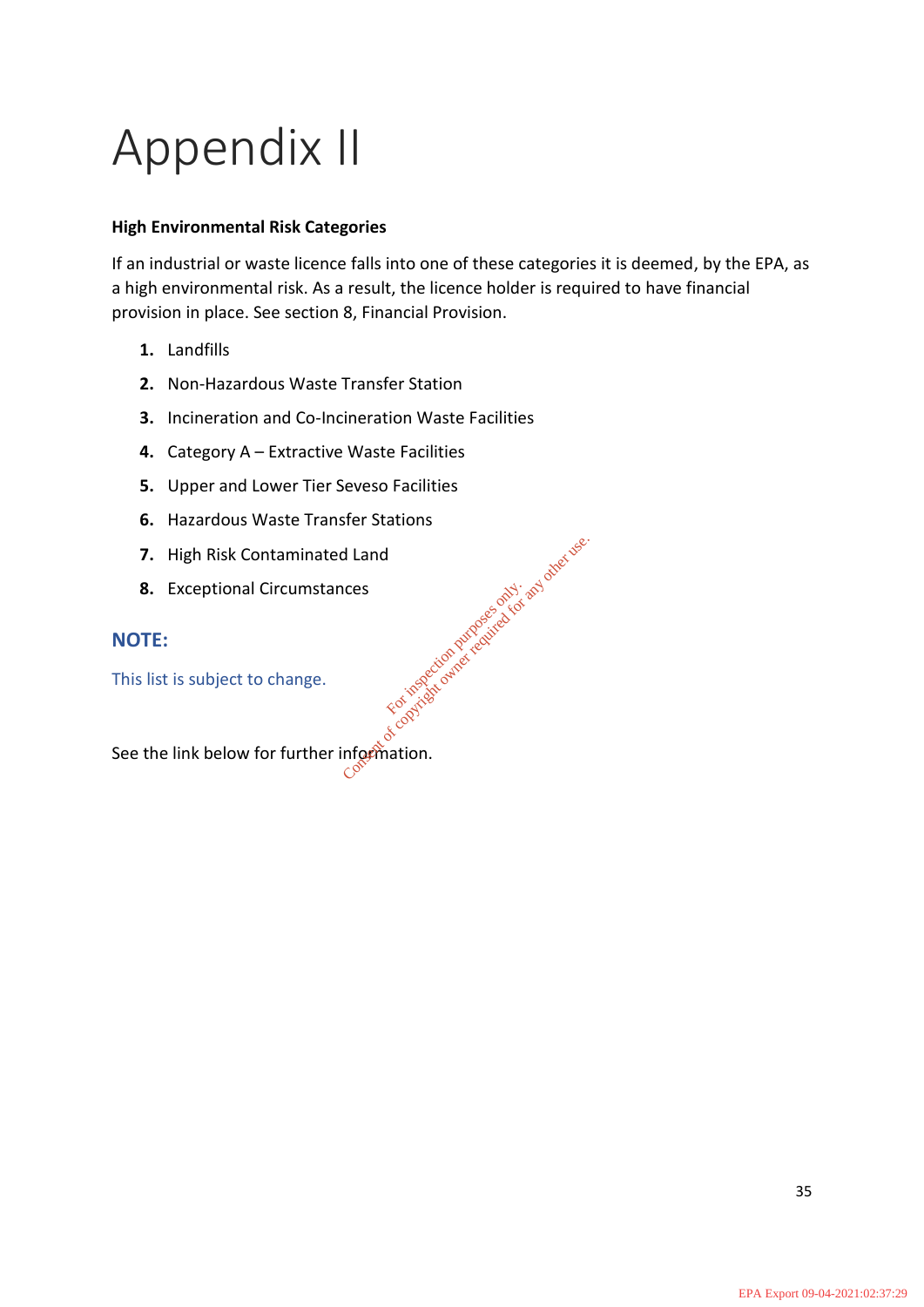# Appendix II

**High Environmental Risk Categories**

If an industrial or waste licence falls into one of these categories it is deemed, by the EPA, as a high environmental risk. As a result, the licence holder is required to have financial provision in place. See section 8, Financial Provision.

1. Landfills
2. Non-Hazardous Waste Transfer Station
3. Incineration and Co-Incineration Waste Facilities
4. Category A – Extractive Waste Facilities
5. Upper and Lower Tier Seveso Facilities
6. Hazardous Waste Transfer Stations
7. High Risk Contaminated Land
8. Exceptional Circumstances

**NOTE:**

This list is subject to change.

See the link below for further information.